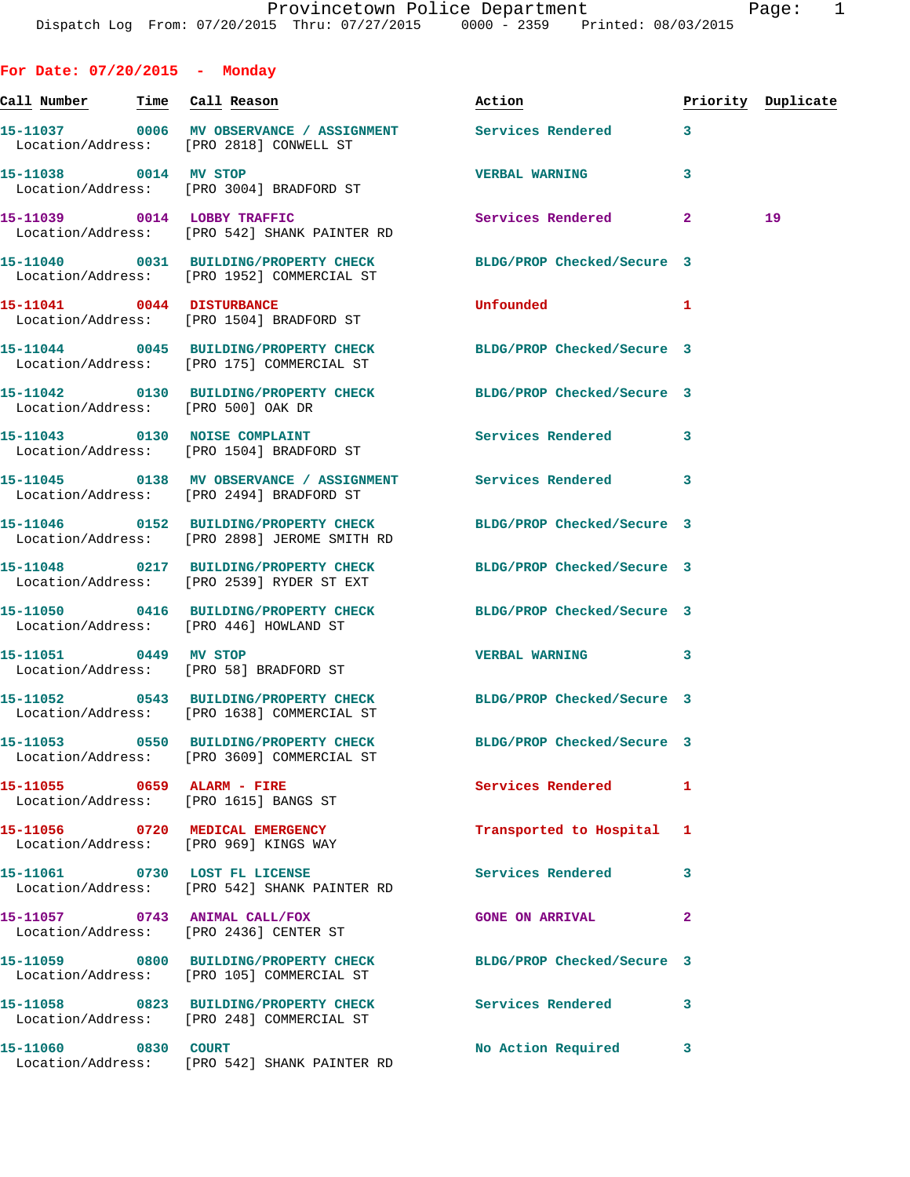# Provincetown Police Department

Dispatch Log From: 07/20/2015 Thru: 07/27/2015 0000 - 2359 Printed: 08/03/2015

## For Date: 07/20/2015 - Monday

| Call Number | Time | Call Reason | Action | Priority | Duplicate |
|---|---|---|---|---|---|
| 15-11037 | 0006 | MV OBSERVANCE / ASSIGNMENT | Services Rendered | 3 | |
| Location/Address: | | [PRO 2818] CONWELL ST | | | |
| 15-11038 | 0014 | MV STOP | VERBAL WARNING | 3 | |
| Location/Address: | | [PRO 3004] BRADFORD ST | | | |
| 15-11039 | 0014 | LOBBY TRAFFIC | Services Rendered | 2 | 19 |
| Location/Address: | | [PRO 542] SHANK PAINTER RD | | | |
| 15-11040 | 0031 | BUILDING/PROPERTY CHECK | BLDG/PROP Checked/Secure | 3 | |
| Location/Address: | | [PRO 1952] COMMERCIAL ST | | | |
| 15-11041 | 0044 | DISTURBANCE | Unfounded | 1 | |
| Location/Address: | | [PRO 1504] BRADFORD ST | | | |
| 15-11044 | 0045 | BUILDING/PROPERTY CHECK | BLDG/PROP Checked/Secure | 3 | |
| Location/Address: | | [PRO 175] COMMERCIAL ST | | | |
| 15-11042 | 0130 | BUILDING/PROPERTY CHECK | BLDG/PROP Checked/Secure | 3 | |
| Location/Address: | | [PRO 500] OAK DR | | | |
| 15-11043 | 0130 | NOISE COMPLAINT | Services Rendered | 3 | |
| Location/Address: | | [PRO 1504] BRADFORD ST | | | |
| 15-11045 | 0138 | MV OBSERVANCE / ASSIGNMENT | Services Rendered | 3 | |
| Location/Address: | | [PRO 2494] BRADFORD ST | | | |
| 15-11046 | 0152 | BUILDING/PROPERTY CHECK | BLDG/PROP Checked/Secure | 3 | |
| Location/Address: | | [PRO 2898] JEROME SMITH RD | | | |
| 15-11048 | 0217 | BUILDING/PROPERTY CHECK | BLDG/PROP Checked/Secure | 3 | |
| Location/Address: | | [PRO 2539] RYDER ST EXT | | | |
| 15-11050 | 0416 | BUILDING/PROPERTY CHECK | BLDG/PROP Checked/Secure | 3 | |
| Location/Address: | | [PRO 446] HOWLAND ST | | | |
| 15-11051 | 0449 | MV STOP | VERBAL WARNING | 3 | |
| Location/Address: | | [PRO 58] BRADFORD ST | | | |
| 15-11052 | 0543 | BUILDING/PROPERTY CHECK | BLDG/PROP Checked/Secure | 3 | |
| Location/Address: | | [PRO 1638] COMMERCIAL ST | | | |
| 15-11053 | 0550 | BUILDING/PROPERTY CHECK | BLDG/PROP Checked/Secure | 3 | |
| Location/Address: | | [PRO 3609] COMMERCIAL ST | | | |
| 15-11055 | 0659 | ALARM - FIRE | Services Rendered | 1 | |
| Location/Address: | | [PRO 1615] BANGS ST | | | |
| 15-11056 | 0720 | MEDICAL EMERGENCY | Transported to Hospital | 1 | |
| Location/Address: | | [PRO 969] KINGS WAY | | | |
| 15-11061 | 0730 | LOST FL LICENSE | Services Rendered | 3 | |
| Location/Address: | | [PRO 542] SHANK PAINTER RD | | | |
| 15-11057 | 0743 | ANIMAL CALL/FOX | GONE ON ARRIVAL | 2 | |
| Location/Address: | | [PRO 2436] CENTER ST | | | |
| 15-11059 | 0800 | BUILDING/PROPERTY CHECK | BLDG/PROP Checked/Secure | 3 | |
| Location/Address: | | [PRO 105] COMMERCIAL ST | | | |
| 15-11058 | 0823 | BUILDING/PROPERTY CHECK | Services Rendered | 3 | |
| Location/Address: | | [PRO 248] COMMERCIAL ST | | | |
| 15-11060 | 0830 | COURT | No Action Required | 3 | |
| Location/Address: | | [PRO 542] SHANK PAINTER RD | | | |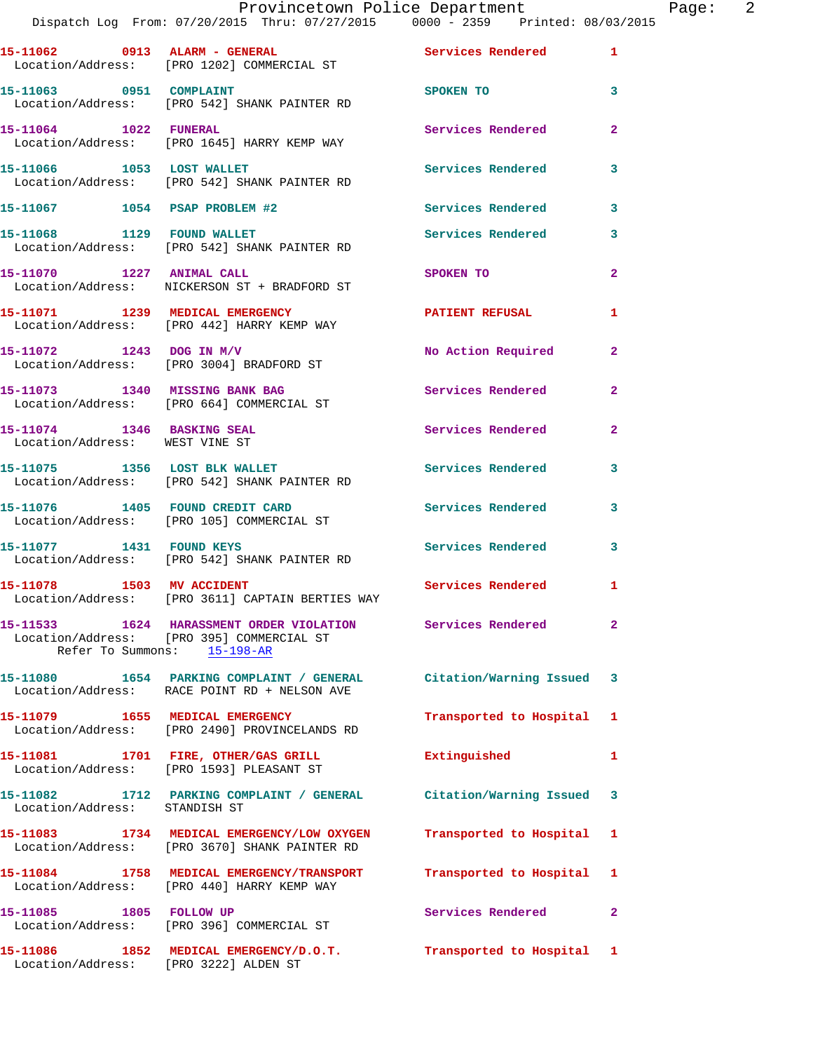15-11062 0913 ALARM - GENERAL Services Rendered 1
Location/Address: [PRO 1202] COMMERCIAL ST

15-11063 0951 COMPLAINT SPOKEN TO 3
Location/Address: [PRO 542] SHANK PAINTER RD

15-11064 1022 FUNERAL Services Rendered 2
Location/Address: [PRO 1645] HARRY KEMP WAY

15-11066 1053 LOST WALLET Services Rendered 3
Location/Address: [PRO 542] SHANK PAINTER RD

15-11067 1054 PSAP PROBLEM #2 Services Rendered 3

15-11068 1129 FOUND WALLET Services Rendered 3
Location/Address: [PRO 542] SHANK PAINTER RD

15-11070 1227 ANIMAL CALL SPOKEN TO 2
Location/Address: NICKERSON ST + BRADFORD ST

15-11071 1239 MEDICAL EMERGENCY PATIENT REFUSAL 1
Location/Address: [PRO 442] HARRY KEMP WAY

15-11072 1243 DOG IN M/V No Action Required 2
Location/Address: [PRO 3004] BRADFORD ST

15-11073 1340 MISSING BANK BAG Services Rendered 2
Location/Address: [PRO 664] COMMERCIAL ST

15-11074 1346 BASKING SEAL Services Rendered 2
Location/Address: WEST VINE ST

15-11075 1356 LOST BLK WALLET Services Rendered 3
Location/Address: [PRO 542] SHANK PAINTER RD

15-11076 1405 FOUND CREDIT CARD Services Rendered 3
Location/Address: [PRO 105] COMMERCIAL ST

15-11077 1431 FOUND KEYS Services Rendered 3
Location/Address: [PRO 542] SHANK PAINTER RD

15-11078 1503 MV ACCIDENT Services Rendered 1
Location/Address: [PRO 3611] CAPTAIN BERTIES WAY

15-11533 1624 HARASSMENT ORDER VIOLATION Services Rendered 2
Location/Address: [PRO 395] COMMERCIAL ST
Refer To Summons: 15-198-AR

15-11080 1654 PARKING COMPLAINT / GENERAL Citation/Warning Issued 3
Location/Address: RACE POINT RD + NELSON AVE

15-11079 1655 MEDICAL EMERGENCY Transported to Hospital 1
Location/Address: [PRO 2490] PROVINCELANDS RD

15-11081 1701 FIRE, OTHER/GAS GRILL Extinguished 1
Location/Address: [PRO 1593] PLEASANT ST

15-11082 1712 PARKING COMPLAINT / GENERAL Citation/Warning Issued 3
Location/Address: STANDISH ST

15-11083 1734 MEDICAL EMERGENCY/LOW OXYGEN Transported to Hospital 1
Location/Address: [PRO 3670] SHANK PAINTER RD

15-11084 1758 MEDICAL EMERGENCY/TRANSPORT Transported to Hospital 1
Location/Address: [PRO 440] HARRY KEMP WAY

15-11085 1805 FOLLOW UP Services Rendered 2
Location/Address: [PRO 396] COMMERCIAL ST

15-11086 1852 MEDICAL EMERGENCY/D.O.T. Transported to Hospital 1
Location/Address: [PRO 3222] ALDEN ST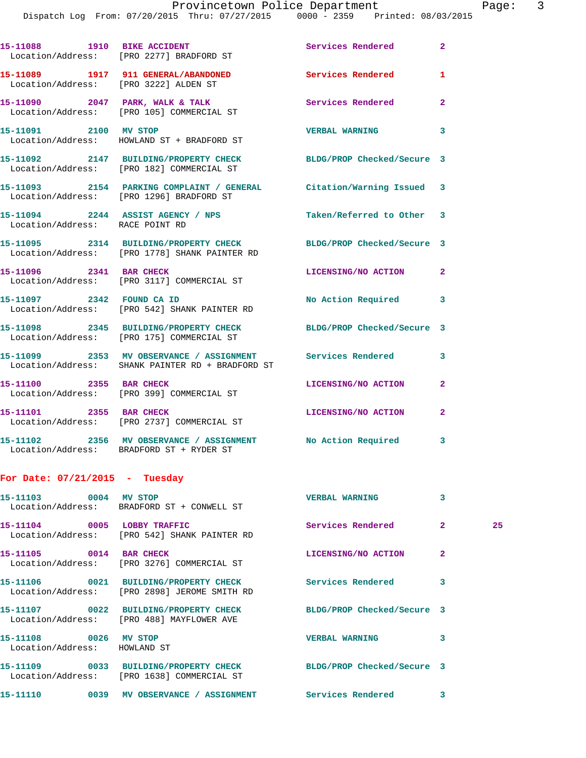| Call # | Time | Call Reason | Action | Priority | |
|---|---|---|---|---|---|
| 15-11088 | 1910 | BIKE ACCIDENT | Services Rendered | 2 | |
| Location/Address: [PRO 2277] BRADFORD ST | | | | | |
| 15-11089 | 1917 | 911 GENERAL/ABANDONED | Services Rendered | 1 | |
| Location/Address: [PRO 3222] ALDEN ST | | | | | |
| 15-11090 | 2047 | PARK, WALK & TALK | Services Rendered | 2 | |
| Location/Address: [PRO 105] COMMERCIAL ST | | | | | |
| 15-11091 | 2100 | MV STOP | VERBAL WARNING | 3 | |
| Location/Address: HOWLAND ST + BRADFORD ST | | | | | |
| 15-11092 | 2147 | BUILDING/PROPERTY CHECK | BLDG/PROP Checked/Secure | 3 | |
| Location/Address: [PRO 182] COMMERCIAL ST | | | | | |
| 15-11093 | 2154 | PARKING COMPLAINT / GENERAL | Citation/Warning Issued | 3 | |
| Location/Address: [PRO 1296] BRADFORD ST | | | | | |
| 15-11094 | 2244 | ASSIST AGENCY / NPS | Taken/Referred to Other | 3 | |
| Location/Address: RACE POINT RD | | | | | |
| 15-11095 | 2314 | BUILDING/PROPERTY CHECK | BLDG/PROP Checked/Secure | 3 | |
| Location/Address: [PRO 1778] SHANK PAINTER RD | | | | | |
| 15-11096 | 2341 | BAR CHECK | LICENSING/NO ACTION | 2 | |
| Location/Address: [PRO 3117] COMMERCIAL ST | | | | | |
| 15-11097 | 2342 | FOUND CA ID | No Action Required | 3 | |
| Location/Address: [PRO 542] SHANK PAINTER RD | | | | | |
| 15-11098 | 2345 | BUILDING/PROPERTY CHECK | BLDG/PROP Checked/Secure | 3 | |
| Location/Address: [PRO 175] COMMERCIAL ST | | | | | |
| 15-11099 | 2353 | MV OBSERVANCE / ASSIGNMENT | Services Rendered | 3 | |
| Location/Address: SHANK PAINTER RD + BRADFORD ST | | | | | |
| 15-11100 | 2355 | BAR CHECK | LICENSING/NO ACTION | 2 | |
| Location/Address: [PRO 399] COMMERCIAL ST | | | | | |
| 15-11101 | 2355 | BAR CHECK | LICENSING/NO ACTION | 2 | |
| Location/Address: [PRO 2737] COMMERCIAL ST | | | | | |
| 15-11102 | 2356 | MV OBSERVANCE / ASSIGNMENT | No Action Required | 3 | |
| Location/Address: BRADFORD ST + RYDER ST | | | | | |

## For Date: 07/21/2015 - Tuesday

| Call # | Time | Call Reason | Action | Priority | |
|---|---|---|---|---|---|
| 15-11103 | 0004 | MV STOP | VERBAL WARNING | 3 | |
| Location/Address: BRADFORD ST + CONWELL ST | | | | | |
| 15-11104 | 0005 | LOBBY TRAFFIC | Services Rendered | 2 | 25 |
| Location/Address: [PRO 542] SHANK PAINTER RD | | | | | |
| 15-11105 | 0014 | BAR CHECK | LICENSING/NO ACTION | 2 | |
| Location/Address: [PRO 3276] COMMERCIAL ST | | | | | |
| 15-11106 | 0021 | BUILDING/PROPERTY CHECK | Services Rendered | 3 | |
| Location/Address: [PRO 2898] JEROME SMITH RD | | | | | |
| 15-11107 | 0022 | BUILDING/PROPERTY CHECK | BLDG/PROP Checked/Secure | 3 | |
| Location/Address: [PRO 488] MAYFLOWER AVE | | | | | |
| 15-11108 | 0026 | MV STOP | VERBAL WARNING | 3 | |
| Location/Address: HOWLAND ST | | | | | |
| 15-11109 | 0033 | BUILDING/PROPERTY CHECK | BLDG/PROP Checked/Secure | 3 | |
| Location/Address: [PRO 1638] COMMERCIAL ST | | | | | |
| 15-11110 | 0039 | MV OBSERVANCE / ASSIGNMENT | Services Rendered | 3 | |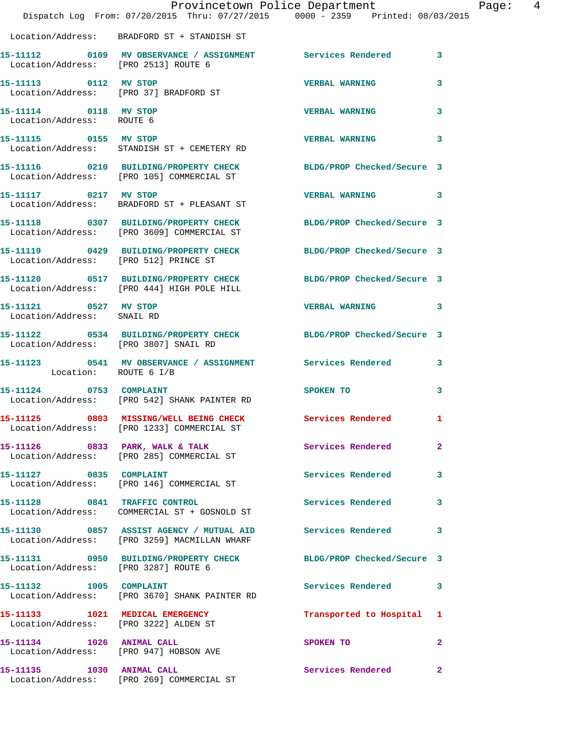Location/Address: BRADFORD ST + STANDISH ST

| Call # | Time | Call Reason | Action | Priority |
|---|---|---|---|---|
| 15-11112 | 0109 | MV OBSERVANCE / ASSIGNMENT | Services Rendered | 3 |
| | | Location/Address: [PRO 2513] ROUTE 6 | | |
| 15-11113 | 0112 | MV STOP | VERBAL WARNING | 3 |
| | | Location/Address: [PRO 37] BRADFORD ST | | |
| 15-11114 | 0118 | MV STOP | VERBAL WARNING | 3 |
| | | Location/Address: ROUTE 6 | | |
| 15-11115 | 0155 | MV STOP | VERBAL WARNING | 3 |
| | | Location/Address: STANDISH ST + CEMETERY RD | | |
| 15-11116 | 0210 | BUILDING/PROPERTY CHECK | BLDG/PROP Checked/Secure | 3 |
| | | Location/Address: [PRO 105] COMMERCIAL ST | | |
| 15-11117 | 0217 | MV STOP | VERBAL WARNING | 3 |
| | | Location/Address: BRADFORD ST + PLEASANT ST | | |
| 15-11118 | 0307 | BUILDING/PROPERTY CHECK | BLDG/PROP Checked/Secure | 3 |
| | | Location/Address: [PRO 3609] COMMERCIAL ST | | |
| 15-11119 | 0429 | BUILDING/PROPERTY CHECK | BLDG/PROP Checked/Secure | 3 |
| | | Location/Address: [PRO 512] PRINCE ST | | |
| 15-11120 | 0517 | BUILDING/PROPERTY CHECK | BLDG/PROP Checked/Secure | 3 |
| | | Location/Address: [PRO 444] HIGH POLE HILL | | |
| 15-11121 | 0527 | MV STOP | VERBAL WARNING | 3 |
| | | Location/Address: SNAIL RD | | |
| 15-11122 | 0534 | BUILDING/PROPERTY CHECK | BLDG/PROP Checked/Secure | 3 |
| | | Location/Address: [PRO 3807] SNAIL RD | | |
| 15-11123 | 0541 | MV OBSERVANCE / ASSIGNMENT | Services Rendered | 3 |
| | | Location: ROUTE 6 I/B | | |
| 15-11124 | 0753 | COMPLAINT | SPOKEN TO | 3 |
| | | Location/Address: [PRO 542] SHANK PAINTER RD | | |
| 15-11125 | 0803 | MISSING/WELL BEING CHECK | Services Rendered | 1 |
| | | Location/Address: [PRO 1233] COMMERCIAL ST | | |
| 15-11126 | 0833 | PARK, WALK & TALK | Services Rendered | 2 |
| | | Location/Address: [PRO 285] COMMERCIAL ST | | |
| 15-11127 | 0835 | COMPLAINT | Services Rendered | 3 |
| | | Location/Address: [PRO 146] COMMERCIAL ST | | |
| 15-11128 | 0841 | TRAFFIC CONTROL | Services Rendered | 3 |
| | | Location/Address: COMMERCIAL ST + GOSNOLD ST | | |
| 15-11130 | 0857 | ASSIST AGENCY / MUTUAL AID | Services Rendered | 3 |
| | | Location/Address: [PRO 3259] MACMILLAN WHARF | | |
| 15-11131 | 0950 | BUILDING/PROPERTY CHECK | BLDG/PROP Checked/Secure | 3 |
| | | Location/Address: [PRO 3287] ROUTE 6 | | |
| 15-11132 | 1005 | COMPLAINT | Services Rendered | 3 |
| | | Location/Address: [PRO 3670] SHANK PAINTER RD | | |
| 15-11133 | 1021 | MEDICAL EMERGENCY | Transported to Hospital | 1 |
| | | Location/Address: [PRO 3222] ALDEN ST | | |
| 15-11134 | 1026 | ANIMAL CALL | SPOKEN TO | 2 |
| | | Location/Address: [PRO 947] HOBSON AVE | | |
| 15-11135 | 1030 | ANIMAL CALL | Services Rendered | 2 |
| | | Location/Address: [PRO 269] COMMERCIAL ST | | |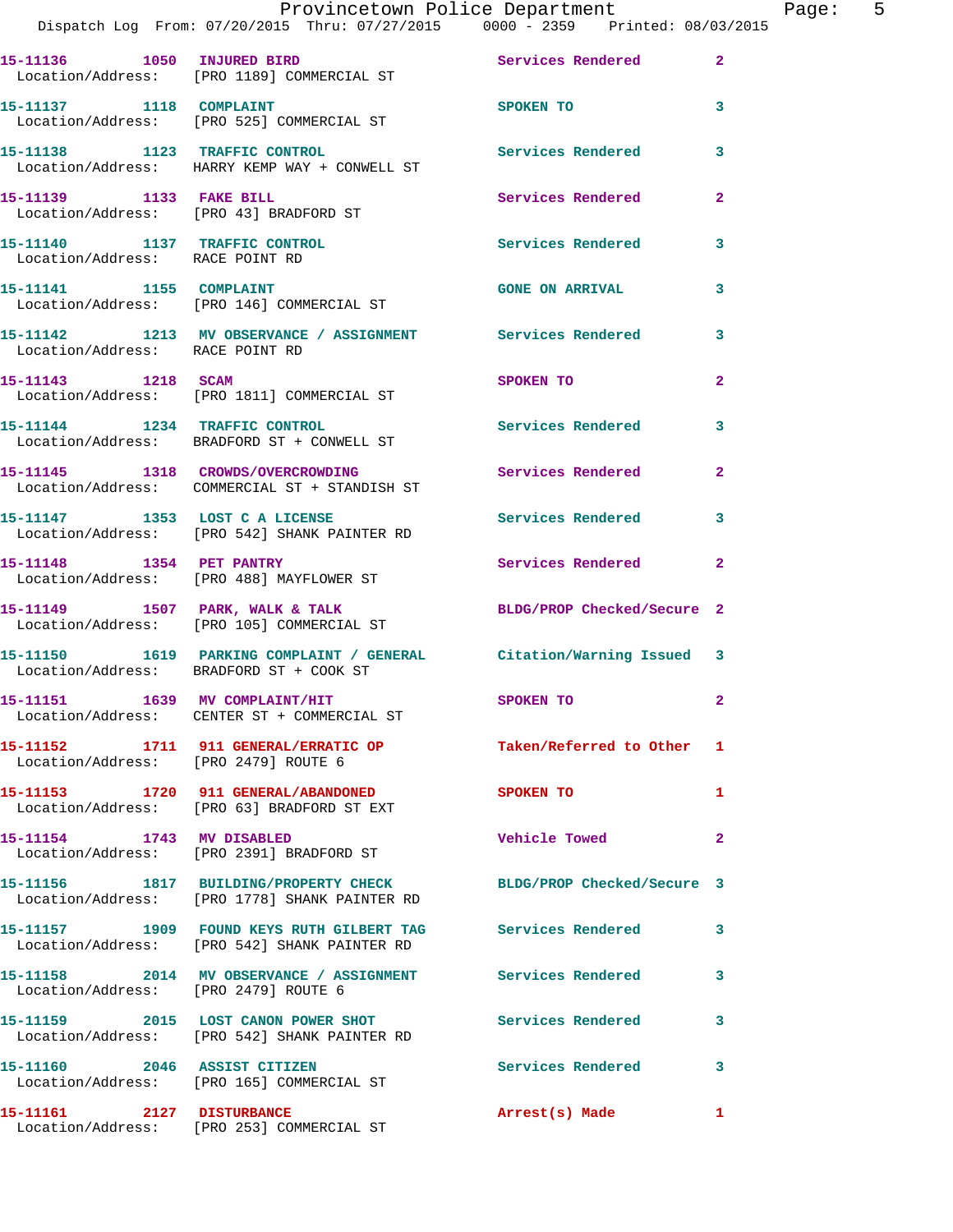15-11136 1050 INJURED BIRD Services Rendered 2
Location/Address: [PRO 1189] COMMERCIAL ST

15-11137 1118 COMPLAINT SPOKEN TO 3
Location/Address: [PRO 525] COMMERCIAL ST

15-11138 1123 TRAFFIC CONTROL Services Rendered 3
Location/Address: HARRY KEMP WAY + CONWELL ST

15-11139 1133 FAKE BILL Services Rendered 2
Location/Address: [PRO 43] BRADFORD ST

15-11140 1137 TRAFFIC CONTROL Services Rendered 3
Location/Address: RACE POINT RD

15-11141 1155 COMPLAINT GONE ON ARRIVAL 3
Location/Address: [PRO 146] COMMERCIAL ST

15-11142 1213 MV OBSERVANCE / ASSIGNMENT Services Rendered 3
Location/Address: RACE POINT RD

15-11143 1218 SCAM SPOKEN TO 2
Location/Address: [PRO 1811] COMMERCIAL ST

15-11144 1234 TRAFFIC CONTROL Services Rendered 3
Location/Address: BRADFORD ST + CONWELL ST

15-11145 1318 CROWDS/OVERCROWDING Services Rendered 2
Location/Address: COMMERCIAL ST + STANDISH ST

15-11147 1353 LOST C A LICENSE Services Rendered 3
Location/Address: [PRO 542] SHANK PAINTER RD

15-11148 1354 PET PANTRY Services Rendered 2
Location/Address: [PRO 488] MAYFLOWER ST

15-11149 1507 PARK, WALK & TALK BLDG/PROP Checked/Secure 2
Location/Address: [PRO 105] COMMERCIAL ST

15-11150 1619 PARKING COMPLAINT / GENERAL Citation/Warning Issued 3
Location/Address: BRADFORD ST + COOK ST

15-11151 1639 MV COMPLAINT/HIT SPOKEN TO 2
Location/Address: CENTER ST + COMMERCIAL ST

15-11152 1711 911 GENERAL/ERRATIC OP Taken/Referred to Other 1
Location/Address: [PRO 2479] ROUTE 6

15-11153 1720 911 GENERAL/ABANDONED SPOKEN TO 1
Location/Address: [PRO 63] BRADFORD ST EXT

15-11154 1743 MV DISABLED Vehicle Towed 2
Location/Address: [PRO 2391] BRADFORD ST

15-11156 1817 BUILDING/PROPERTY CHECK BLDG/PROP Checked/Secure 3
Location/Address: [PRO 1778] SHANK PAINTER RD

15-11157 1909 FOUND KEYS RUTH GILBERT TAG Services Rendered 3
Location/Address: [PRO 542] SHANK PAINTER RD

15-11158 2014 MV OBSERVANCE / ASSIGNMENT Services Rendered 3
Location/Address: [PRO 2479] ROUTE 6

15-11159 2015 LOST CANON POWER SHOT Services Rendered 3
Location/Address: [PRO 542] SHANK PAINTER RD

15-11160 2046 ASSIST CITIZEN Services Rendered 3
Location/Address: [PRO 165] COMMERCIAL ST

15-11161 2127 DISTURBANCE Arrest(s) Made 1
Location/Address: [PRO 253] COMMERCIAL ST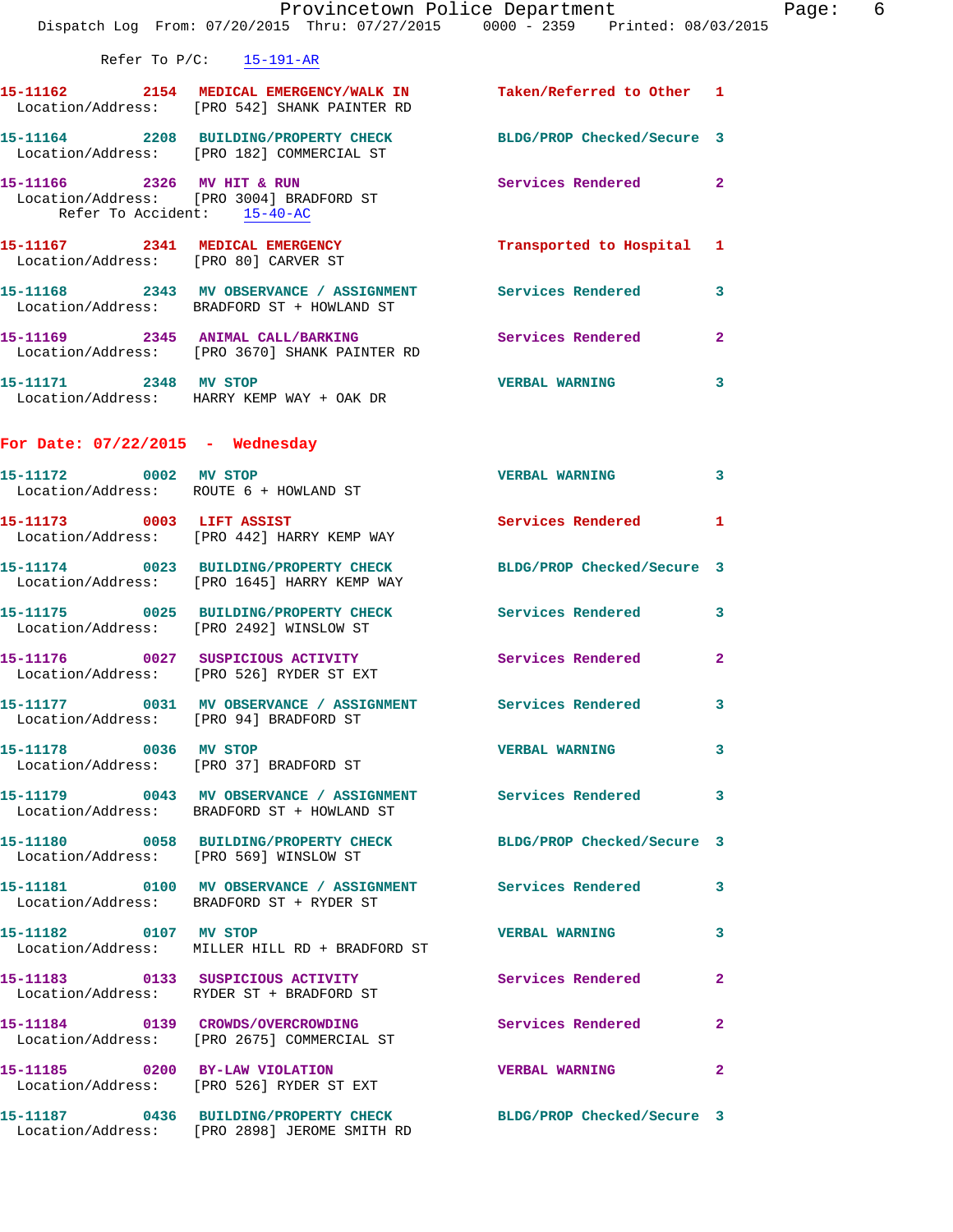Refer To P/C: 15-191-AR

**15-11162** 2154 **MEDICAL EMERGENCY/WALK IN** Taken/Referred to Other 1
Location/Address: [PRO 542] SHANK PAINTER RD

**15-11164** 2208 **BUILDING/PROPERTY CHECK** BLDG/PROP Checked/Secure 3
Location/Address: [PRO 182] COMMERCIAL ST

**15-11166** 2326 **MV HIT & RUN** Services Rendered 2
Location/Address: [PRO 3004] BRADFORD ST
Refer To Accident: 15-40-AC

**15-11167** 2341 **MEDICAL EMERGENCY** Transported to Hospital 1
Location/Address: [PRO 80] CARVER ST

**15-11168** 2343 **MV OBSERVANCE / ASSIGNMENT** Services Rendered 3
Location/Address: BRADFORD ST + HOWLAND ST

**15-11169** 2345 **ANIMAL CALL/BARKING** Services Rendered 2
Location/Address: [PRO 3670] SHANK PAINTER RD

**15-11171** 2348 **MV STOP** VERBAL WARNING 3
Location/Address: HARRY KEMP WAY + OAK DR

## For Date: 07/22/2015 - Wednesday

**15-11172** 0002 **MV STOP** VERBAL WARNING 3
Location/Address: ROUTE 6 + HOWLAND ST

**15-11173** 0003 **LIFT ASSIST** Services Rendered 1
Location/Address: [PRO 442] HARRY KEMP WAY

**15-11174** 0023 **BUILDING/PROPERTY CHECK** BLDG/PROP Checked/Secure 3
Location/Address: [PRO 1645] HARRY KEMP WAY

**15-11175** 0025 **BUILDING/PROPERTY CHECK** Services Rendered 3
Location/Address: [PRO 2492] WINSLOW ST

**15-11176** 0027 **SUSPICIOUS ACTIVITY** Services Rendered 2
Location/Address: [PRO 526] RYDER ST EXT

**15-11177** 0031 **MV OBSERVANCE / ASSIGNMENT** Services Rendered 3
Location/Address: [PRO 94] BRADFORD ST

**15-11178** 0036 **MV STOP** VERBAL WARNING 3
Location/Address: [PRO 37] BRADFORD ST

**15-11179** 0043 **MV OBSERVANCE / ASSIGNMENT** Services Rendered 3
Location/Address: BRADFORD ST + HOWLAND ST

**15-11180** 0058 **BUILDING/PROPERTY CHECK** BLDG/PROP Checked/Secure 3
Location/Address: [PRO 569] WINSLOW ST

**15-11181** 0100 **MV OBSERVANCE / ASSIGNMENT** Services Rendered 3
Location/Address: BRADFORD ST + RYDER ST

**15-11182** 0107 **MV STOP** VERBAL WARNING 3
Location/Address: MILLER HILL RD + BRADFORD ST

**15-11183** 0133 **SUSPICIOUS ACTIVITY** Services Rendered 2
Location/Address: RYDER ST + BRADFORD ST

**15-11184** 0139 **CROWDS/OVERCROWDING** Services Rendered 2
Location/Address: [PRO 2675] COMMERCIAL ST

**15-11185** 0200 **BY-LAW VIOLATION** VERBAL WARNING 2
Location/Address: [PRO 526] RYDER ST EXT

**15-11187** 0436 **BUILDING/PROPERTY CHECK** BLDG/PROP Checked/Secure 3
Location/Address: [PRO 2898] JEROME SMITH RD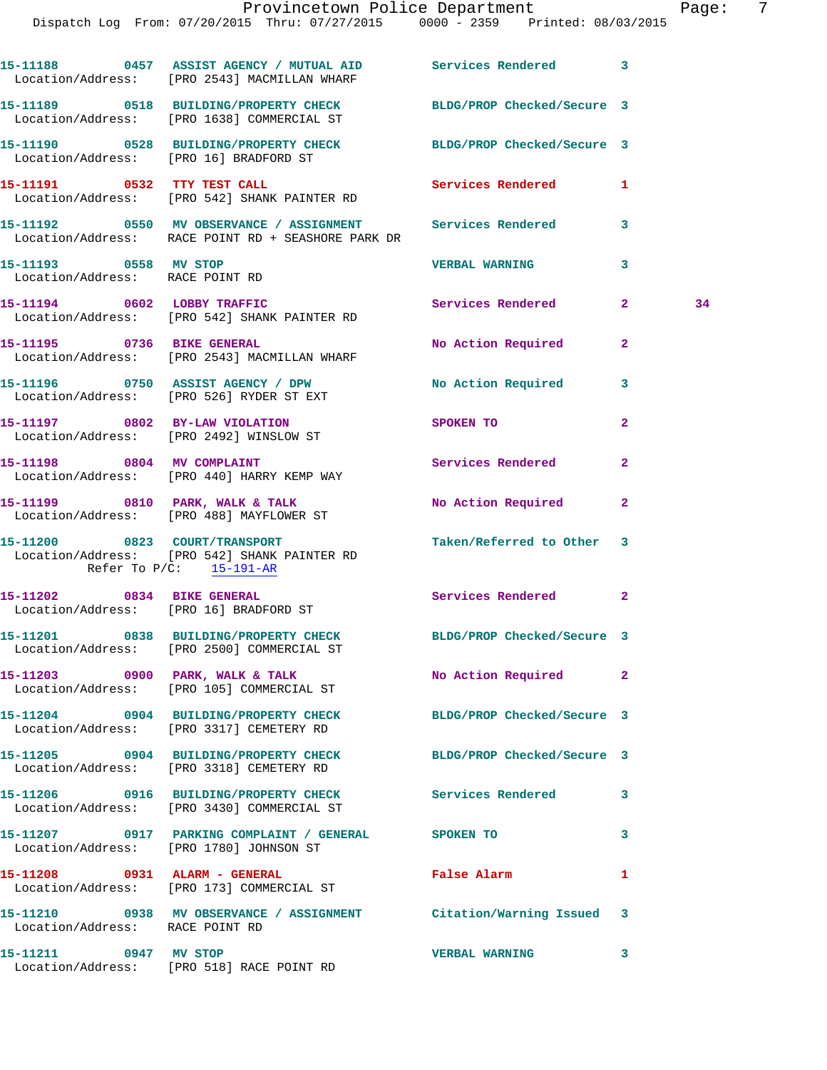15-11188 0457 ASSIST AGENCY / MUTUAL AID Services Rendered 3
Location/Address: [PRO 2543] MACMILLAN WHARF

15-11189 0518 BUILDING/PROPERTY CHECK BLDG/PROP Checked/Secure 3
Location/Address: [PRO 1638] COMMERCIAL ST

15-11190 0528 BUILDING/PROPERTY CHECK BLDG/PROP Checked/Secure 3
Location/Address: [PRO 16] BRADFORD ST

15-11191 0532 TTY TEST CALL Services Rendered 1
Location/Address: [PRO 542] SHANK PAINTER RD

15-11192 0550 MV OBSERVANCE / ASSIGNMENT Services Rendered 3
Location/Address: RACE POINT RD + SEASHORE PARK DR

15-11193 0558 MV STOP VERBAL WARNING 3
Location/Address: RACE POINT RD

15-11194 0602 LOBBY TRAFFIC Services Rendered 2 34
Location/Address: [PRO 542] SHANK PAINTER RD

15-11195 0736 BIKE GENERAL No Action Required 2
Location/Address: [PRO 2543] MACMILLAN WHARF

15-11196 0750 ASSIST AGENCY / DPW No Action Required 3
Location/Address: [PRO 526] RYDER ST EXT

15-11197 0802 BY-LAW VIOLATION SPOKEN TO 2
Location/Address: [PRO 2492] WINSLOW ST

15-11198 0804 MV COMPLAINT Services Rendered 2
Location/Address: [PRO 440] HARRY KEMP WAY

15-11199 0810 PARK, WALK & TALK No Action Required 2
Location/Address: [PRO 488] MAYFLOWER ST

15-11200 0823 COURT/TRANSPORT Taken/Referred to Other 3
Location/Address: [PRO 542] SHANK PAINTER RD
Refer To P/C: 15-191-AR

15-11202 0834 BIKE GENERAL Services Rendered 2
Location/Address: [PRO 16] BRADFORD ST

15-11201 0838 BUILDING/PROPERTY CHECK BLDG/PROP Checked/Secure 3
Location/Address: [PRO 2500] COMMERCIAL ST

15-11203 0900 PARK, WALK & TALK No Action Required 2
Location/Address: [PRO 105] COMMERCIAL ST

15-11204 0904 BUILDING/PROPERTY CHECK BLDG/PROP Checked/Secure 3
Location/Address: [PRO 3317] CEMETERY RD

15-11205 0904 BUILDING/PROPERTY CHECK BLDG/PROP Checked/Secure 3
Location/Address: [PRO 3318] CEMETERY RD

15-11206 0916 BUILDING/PROPERTY CHECK Services Rendered 3
Location/Address: [PRO 3430] COMMERCIAL ST

15-11207 0917 PARKING COMPLAINT / GENERAL SPOKEN TO 3
Location/Address: [PRO 1780] JOHNSON ST

15-11208 0931 ALARM - GENERAL False Alarm 1
Location/Address: [PRO 173] COMMERCIAL ST

15-11210 0938 MV OBSERVANCE / ASSIGNMENT Citation/Warning Issued 3
Location/Address: RACE POINT RD

15-11211 0947 MV STOP VERBAL WARNING 3
Location/Address: [PRO 518] RACE POINT RD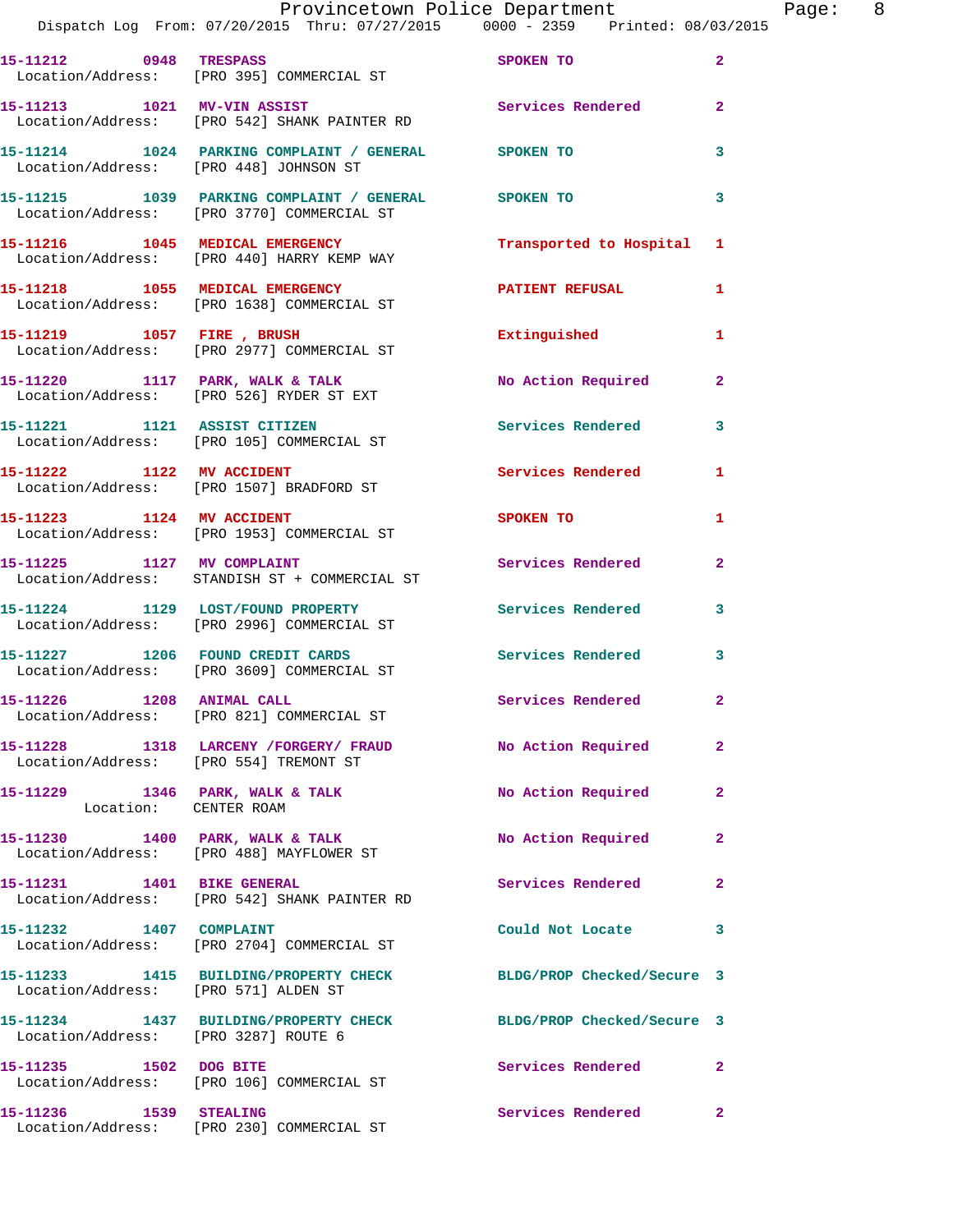| Call Number | Time | Call Reason | Action | Priority |
|---|---|---|---|---|
| 15-11212 | 0948 | TRESPASS | SPOKEN TO | 2 |
| Location/Address: [PRO 395] COMMERCIAL ST | | | | |
| 15-11213 | 1021 | MV-VIN ASSIST | Services Rendered | 2 |
| Location/Address: [PRO 542] SHANK PAINTER RD | | | | |
| 15-11214 | 1024 | PARKING COMPLAINT / GENERAL | SPOKEN TO | 3 |
| Location/Address: [PRO 448] JOHNSON ST | | | | |
| 15-11215 | 1039 | PARKING COMPLAINT / GENERAL | SPOKEN TO | 3 |
| Location/Address: [PRO 3770] COMMERCIAL ST | | | | |
| 15-11216 | 1045 | MEDICAL EMERGENCY | Transported to Hospital | 1 |
| Location/Address: [PRO 440] HARRY KEMP WAY | | | | |
| 15-11218 | 1055 | MEDICAL EMERGENCY | PATIENT REFUSAL | 1 |
| Location/Address: [PRO 1638] COMMERCIAL ST | | | | |
| 15-11219 | 1057 | FIRE , BRUSH | Extinguished | 1 |
| Location/Address: [PRO 2977] COMMERCIAL ST | | | | |
| 15-11220 | 1117 | PARK, WALK & TALK | No Action Required | 2 |
| Location/Address: [PRO 526] RYDER ST EXT | | | | |
| 15-11221 | 1121 | ASSIST CITIZEN | Services Rendered | 3 |
| Location/Address: [PRO 105] COMMERCIAL ST | | | | |
| 15-11222 | 1122 | MV ACCIDENT | Services Rendered | 1 |
| Location/Address: [PRO 1507] BRADFORD ST | | | | |
| 15-11223 | 1124 | MV ACCIDENT | SPOKEN TO | 1 |
| Location/Address: [PRO 1953] COMMERCIAL ST | | | | |
| 15-11225 | 1127 | MV COMPLAINT | Services Rendered | 2 |
| Location/Address: STANDISH ST + COMMERCIAL ST | | | | |
| 15-11224 | 1129 | LOST/FOUND PROPERTY | Services Rendered | 3 |
| Location/Address: [PRO 2996] COMMERCIAL ST | | | | |
| 15-11227 | 1206 | FOUND CREDIT CARDS | Services Rendered | 3 |
| Location/Address: [PRO 3609] COMMERCIAL ST | | | | |
| 15-11226 | 1208 | ANIMAL CALL | Services Rendered | 2 |
| Location/Address: [PRO 821] COMMERCIAL ST | | | | |
| 15-11228 | 1318 | LARCENY /FORGERY/ FRAUD | No Action Required | 2 |
| Location/Address: [PRO 554] TREMONT ST | | | | |
| 15-11229 | 1346 | PARK, WALK & TALK | No Action Required | 2 |
| Location: CENTER ROAM | | | | |
| 15-11230 | 1400 | PARK, WALK & TALK | No Action Required | 2 |
| Location/Address: [PRO 488] MAYFLOWER ST | | | | |
| 15-11231 | 1401 | BIKE GENERAL | Services Rendered | 2 |
| Location/Address: [PRO 542] SHANK PAINTER RD | | | | |
| 15-11232 | 1407 | COMPLAINT | Could Not Locate | 3 |
| Location/Address: [PRO 2704] COMMERCIAL ST | | | | |
| 15-11233 | 1415 | BUILDING/PROPERTY CHECK | BLDG/PROP Checked/Secure | 3 |
| Location/Address: [PRO 571] ALDEN ST | | | | |
| 15-11234 | 1437 | BUILDING/PROPERTY CHECK | BLDG/PROP Checked/Secure | 3 |
| Location/Address: [PRO 3287] ROUTE 6 | | | | |
| 15-11235 | 1502 | DOG BITE | Services Rendered | 2 |
| Location/Address: [PRO 106] COMMERCIAL ST | | | | |
| 15-11236 | 1539 | STEALING | Services Rendered | 2 |
| Location/Address: [PRO 230] COMMERCIAL ST | | | | |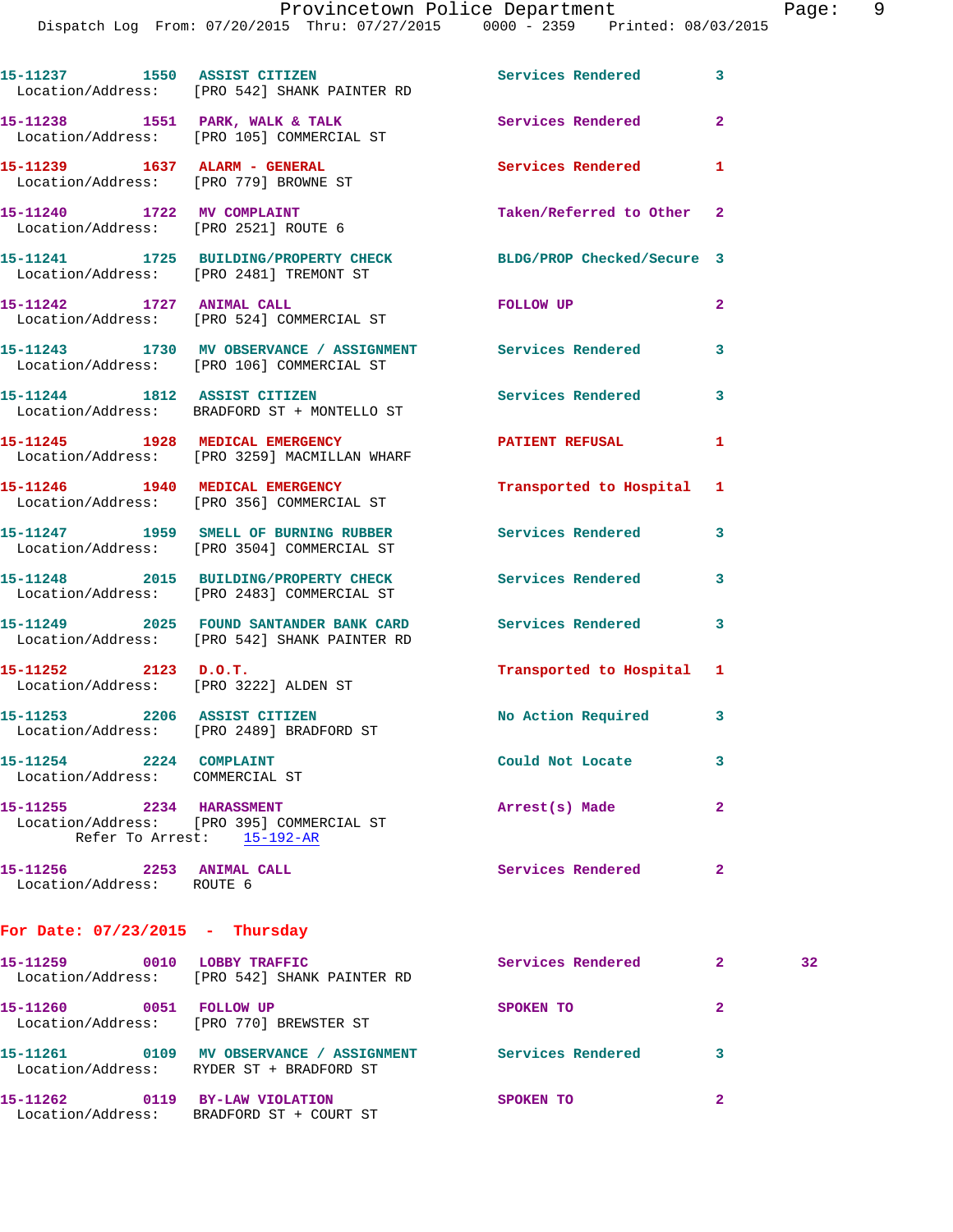15-11237 1550 ASSIST CITIZEN Services Rendered 3
Location/Address: [PRO 542] SHANK PAINTER RD

15-11238 1551 PARK, WALK & TALK Services Rendered 2
Location/Address: [PRO 105] COMMERCIAL ST

15-11239 1637 ALARM - GENERAL Services Rendered 1
Location/Address: [PRO 779] BROWNE ST

15-11240 1722 MV COMPLAINT Taken/Referred to Other 2
Location/Address: [PRO 2521] ROUTE 6

15-11241 1725 BUILDING/PROPERTY CHECK BLDG/PROP Checked/Secure 3
Location/Address: [PRO 2481] TREMONT ST

15-11242 1727 ANIMAL CALL FOLLOW UP 2
Location/Address: [PRO 524] COMMERCIAL ST

15-11243 1730 MV OBSERVANCE / ASSIGNMENT Services Rendered 3
Location/Address: [PRO 106] COMMERCIAL ST

15-11244 1812 ASSIST CITIZEN Services Rendered 3
Location/Address: BRADFORD ST + MONTELLO ST

15-11245 1928 MEDICAL EMERGENCY PATIENT REFUSAL 1
Location/Address: [PRO 3259] MACMILLAN WHARF

15-11246 1940 MEDICAL EMERGENCY Transported to Hospital 1
Location/Address: [PRO 356] COMMERCIAL ST

15-11247 1959 SMELL OF BURNING RUBBER Services Rendered 3
Location/Address: [PRO 3504] COMMERCIAL ST

15-11248 2015 BUILDING/PROPERTY CHECK Services Rendered 3
Location/Address: [PRO 2483] COMMERCIAL ST

15-11249 2025 FOUND SANTANDER BANK CARD Services Rendered 3
Location/Address: [PRO 542] SHANK PAINTER RD

15-11252 2123 D.O.T. Transported to Hospital 1
Location/Address: [PRO 3222] ALDEN ST

15-11253 2206 ASSIST CITIZEN No Action Required 3
Location/Address: [PRO 2489] BRADFORD ST

15-11254 2224 COMPLAINT Could Not Locate 3
Location/Address: COMMERCIAL ST

15-11255 2234 HARASSMENT Arrest(s) Made 2
Location/Address: [PRO 395] COMMERCIAL ST
Refer To Arrest: 15-192-AR

15-11256 2253 ANIMAL CALL Services Rendered 2
Location/Address: ROUTE 6

**For Date: 07/23/2015 - Thursday**

15-11259 0010 LOBBY TRAFFIC Services Rendered 2 32
Location/Address: [PRO 542] SHANK PAINTER RD

15-11260 0051 FOLLOW UP SPOKEN TO 2
Location/Address: [PRO 770] BREWSTER ST

15-11261 0109 MV OBSERVANCE / ASSIGNMENT Services Rendered 3
Location/Address: RYDER ST + BRADFORD ST

15-11262 0119 BY-LAW VIOLATION SPOKEN TO 2
Location/Address: BRADFORD ST + COURT ST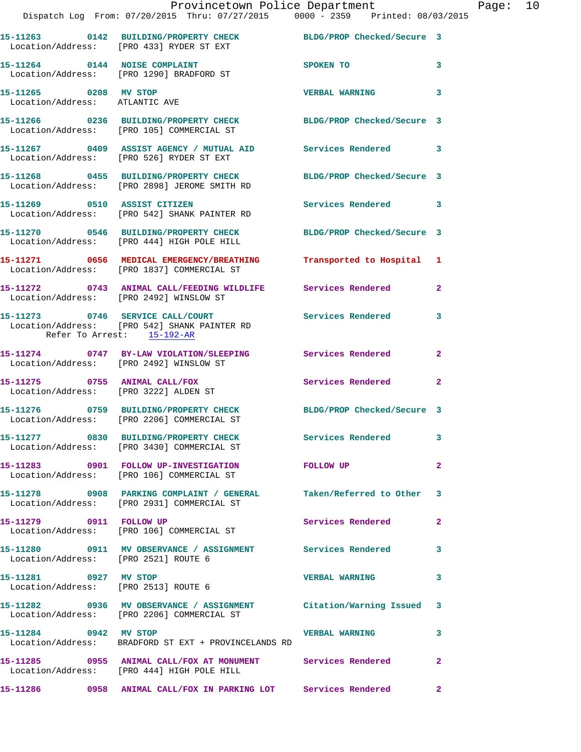15-11263 0142 BUILDING/PROPERTY CHECK BLDG/PROP Checked/Secure 3
Location/Address: [PRO 433] RYDER ST EXT

15-11264 0144 NOISE COMPLAINT SPOKEN TO 3
Location/Address: [PRO 1290] BRADFORD ST

15-11265 0208 MV STOP VERBAL WARNING 3
Location/Address: ATLANTIC AVE

15-11266 0236 BUILDING/PROPERTY CHECK BLDG/PROP Checked/Secure 3
Location/Address: [PRO 105] COMMERCIAL ST

15-11267 0409 ASSIST AGENCY / MUTUAL AID Services Rendered 3
Location/Address: [PRO 526] RYDER ST EXT

15-11268 0455 BUILDING/PROPERTY CHECK BLDG/PROP Checked/Secure 3
Location/Address: [PRO 2898] JEROME SMITH RD

15-11269 0510 ASSIST CITIZEN Services Rendered 3
Location/Address: [PRO 542] SHANK PAINTER RD

15-11270 0546 BUILDING/PROPERTY CHECK BLDG/PROP Checked/Secure 3
Location/Address: [PRO 444] HIGH POLE HILL

15-11271 0656 MEDICAL EMERGENCY/BREATHING Transported to Hospital 1
Location/Address: [PRO 1837] COMMERCIAL ST

15-11272 0743 ANIMAL CALL/FEEDING WILDLIFE Services Rendered 2
Location/Address: [PRO 2492] WINSLOW ST

15-11273 0746 SERVICE CALL/COURT Services Rendered 3
Location/Address: [PRO 542] SHANK PAINTER RD
Refer To Arrest: 15-192-AR

15-11274 0747 BY-LAW VIOLATION/SLEEPING Services Rendered 2
Location/Address: [PRO 2492] WINSLOW ST

15-11275 0755 ANIMAL CALL/FOX Services Rendered 2
Location/Address: [PRO 3222] ALDEN ST

15-11276 0759 BUILDING/PROPERTY CHECK BLDG/PROP Checked/Secure 3
Location/Address: [PRO 2206] COMMERCIAL ST

15-11277 0830 BUILDING/PROPERTY CHECK Services Rendered 3
Location/Address: [PRO 3430] COMMERCIAL ST

15-11283 0901 FOLLOW UP-INVESTIGATION FOLLOW UP 2
Location/Address: [PRO 106] COMMERCIAL ST

15-11278 0908 PARKING COMPLAINT / GENERAL Taken/Referred to Other 3
Location/Address: [PRO 2931] COMMERCIAL ST

15-11279 0911 FOLLOW UP Services Rendered 2
Location/Address: [PRO 106] COMMERCIAL ST

15-11280 0911 MV OBSERVANCE / ASSIGNMENT Services Rendered 3
Location/Address: [PRO 2521] ROUTE 6

15-11281 0927 MV STOP VERBAL WARNING 3
Location/Address: [PRO 2513] ROUTE 6

15-11282 0936 MV OBSERVANCE / ASSIGNMENT Citation/Warning Issued 3
Location/Address: [PRO 2206] COMMERCIAL ST

15-11284 0942 MV STOP VERBAL WARNING 3
Location/Address: BRADFORD ST EXT + PROVINCELANDS RD

15-11285 0955 ANIMAL CALL/FOX AT MONUMENT Services Rendered 2
Location/Address: [PRO 444] HIGH POLE HILL

15-11286 0958 ANIMAL CALL/FOX IN PARKING LOT Services Rendered 2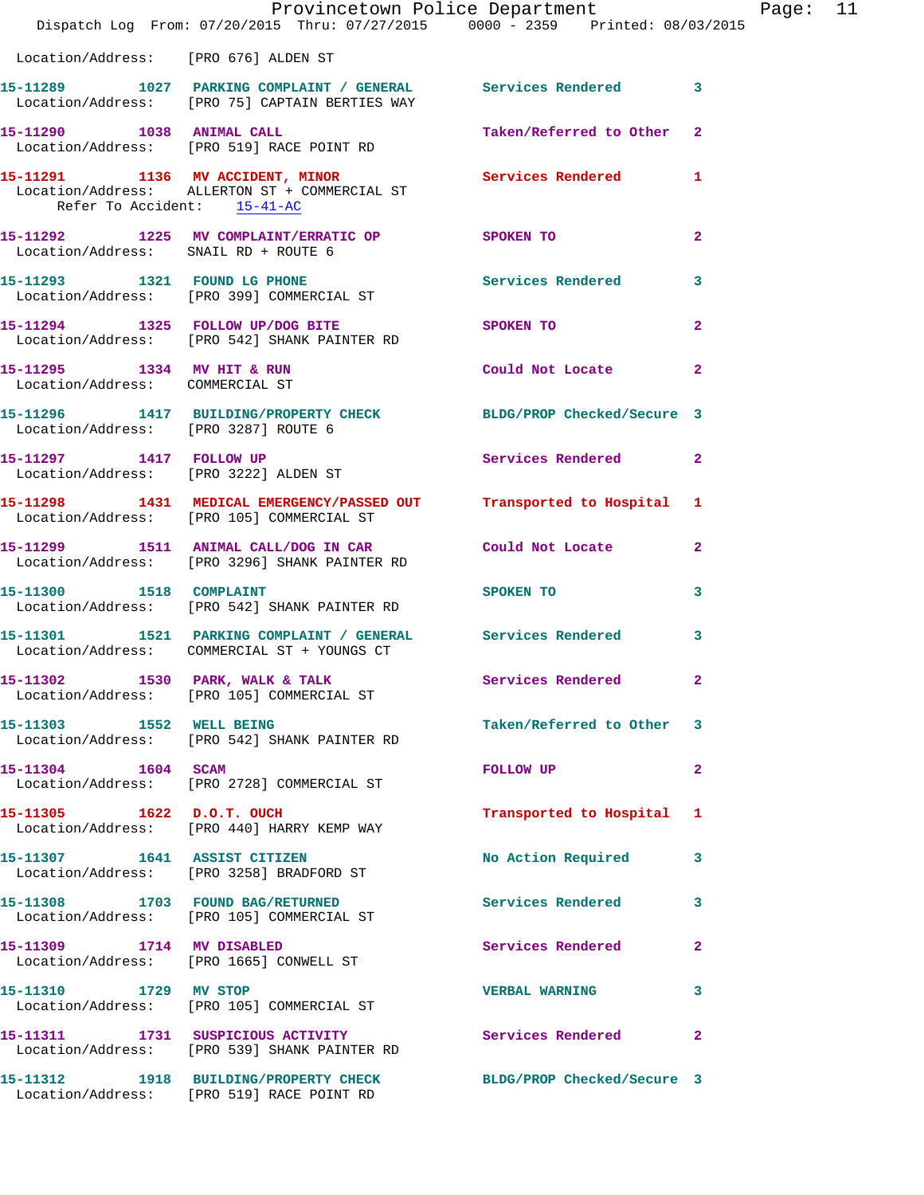Location/Address: [PRO 676] ALDEN ST

**15-11289** 1027 **PARKING COMPLAINT / GENERAL** Services Rendered 3
Location/Address: [PRO 75] CAPTAIN BERTIES WAY

**15-11290** 1038 **ANIMAL CALL** Taken/Referred to Other 2
Location/Address: [PRO 519] RACE POINT RD

**15-11291** 1136 **MV ACCIDENT, MINOR** Services Rendered 1
Location/Address: ALLERTON ST + COMMERCIAL ST
Refer To Accident: 15-41-AC

**15-11292** 1225 **MV COMPLAINT/ERRATIC OP** SPOKEN TO 2
Location/Address: SNAIL RD + ROUTE 6

**15-11293** 1321 **FOUND LG PHONE** Services Rendered 3
Location/Address: [PRO 399] COMMERCIAL ST

**15-11294** 1325 **FOLLOW UP/DOG BITE** SPOKEN TO 2
Location/Address: [PRO 542] SHANK PAINTER RD

**15-11295** 1334 **MV HIT & RUN** Could Not Locate 2
Location/Address: COMMERCIAL ST

**15-11296** 1417 **BUILDING/PROPERTY CHECK** BLDG/PROP Checked/Secure 3
Location/Address: [PRO 3287] ROUTE 6

**15-11297** 1417 **FOLLOW UP** Services Rendered 2
Location/Address: [PRO 3222] ALDEN ST

**15-11298** 1431 **MEDICAL EMERGENCY/PASSED OUT** Transported to Hospital 1
Location/Address: [PRO 105] COMMERCIAL ST

**15-11299** 1511 **ANIMAL CALL/DOG IN CAR** Could Not Locate 2
Location/Address: [PRO 3296] SHANK PAINTER RD

**15-11300** 1518 **COMPLAINT** SPOKEN TO 3
Location/Address: [PRO 542] SHANK PAINTER RD

**15-11301** 1521 **PARKING COMPLAINT / GENERAL** Services Rendered 3
Location/Address: COMMERCIAL ST + YOUNGS CT

**15-11302** 1530 **PARK, WALK & TALK** Services Rendered 2
Location/Address: [PRO 105] COMMERCIAL ST

**15-11303** 1552 **WELL BEING** Taken/Referred to Other 3
Location/Address: [PRO 542] SHANK PAINTER RD

**15-11304** 1604 **SCAM** FOLLOW UP 2
Location/Address: [PRO 2728] COMMERCIAL ST

**15-11305** 1622 **D.O.T. OUCH** Transported to Hospital 1
Location/Address: [PRO 440] HARRY KEMP WAY

**15-11307** 1641 **ASSIST CITIZEN** No Action Required 3
Location/Address: [PRO 3258] BRADFORD ST

**15-11308** 1703 **FOUND BAG/RETURNED** Services Rendered 3
Location/Address: [PRO 105] COMMERCIAL ST

**15-11309** 1714 **MV DISABLED** Services Rendered 2
Location/Address: [PRO 1665] CONWELL ST

**15-11310** 1729 **MV STOP** VERBAL WARNING 3
Location/Address: [PRO 105] COMMERCIAL ST

**15-11311** 1731 **SUSPICIOUS ACTIVITY** Services Rendered 2
Location/Address: [PRO 539] SHANK PAINTER RD

**15-11312** 1918 **BUILDING/PROPERTY CHECK** BLDG/PROP Checked/Secure 3
Location/Address: [PRO 519] RACE POINT RD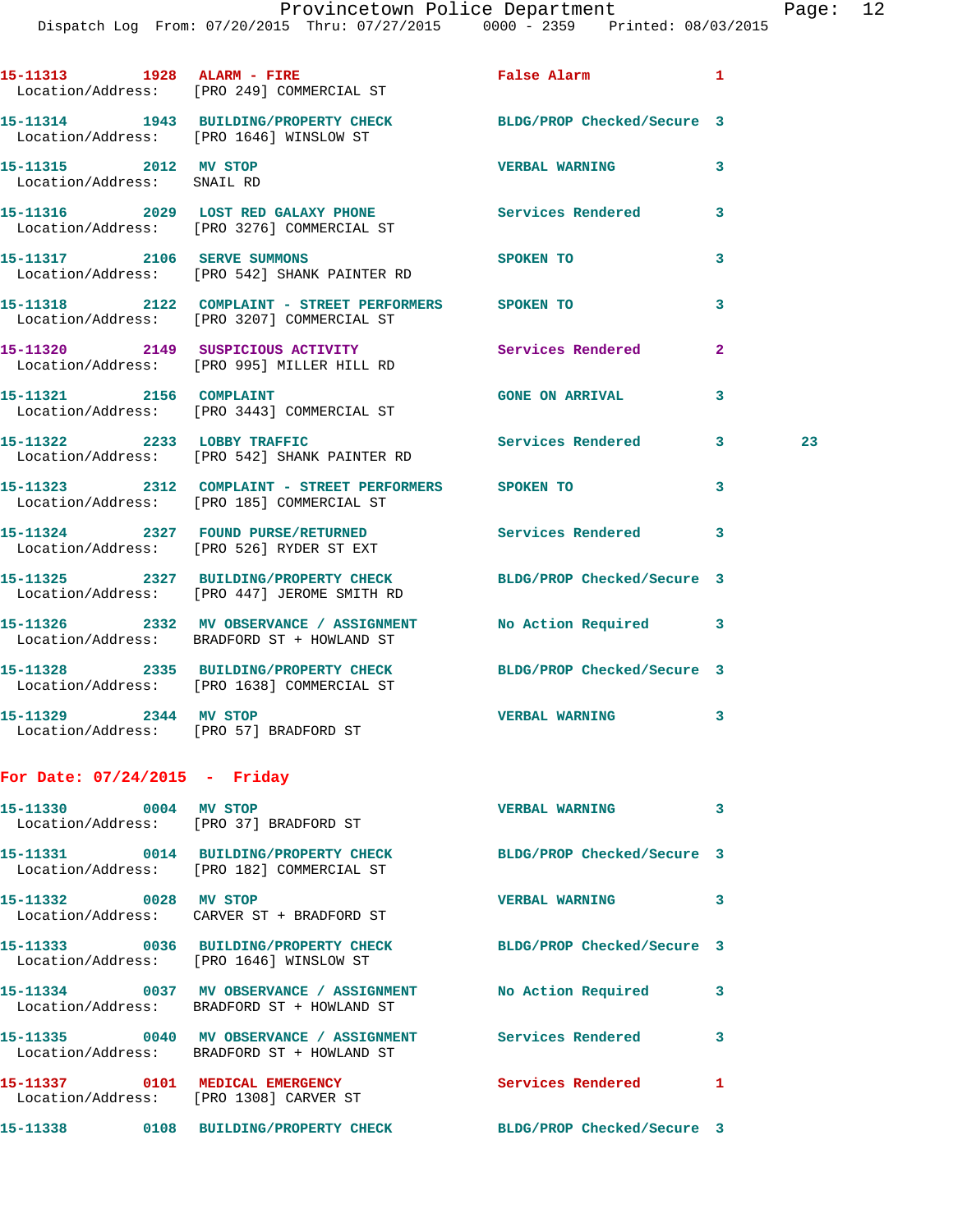15-11313 1928 ALARM - FIRE False Alarm 1
Location/Address: [PRO 249] COMMERCIAL ST

15-11314 1943 BUILDING/PROPERTY CHECK BLDG/PROP Checked/Secure 3
Location/Address: [PRO 1646] WINSLOW ST

15-11315 2012 MV STOP VERBAL WARNING 3
Location/Address: SNAIL RD

15-11316 2029 LOST RED GALAXY PHONE Services Rendered 3
Location/Address: [PRO 3276] COMMERCIAL ST

15-11317 2106 SERVE SUMMONS SPOKEN TO 3
Location/Address: [PRO 542] SHANK PAINTER RD

15-11318 2122 COMPLAINT - STREET PERFORMERS SPOKEN TO 3
Location/Address: [PRO 3207] COMMERCIAL ST

15-11320 2149 SUSPICIOUS ACTIVITY Services Rendered 2
Location/Address: [PRO 995] MILLER HILL RD

15-11321 2156 COMPLAINT GONE ON ARRIVAL 3
Location/Address: [PRO 3443] COMMERCIAL ST

15-11322 2233 LOBBY TRAFFIC Services Rendered 3 23
Location/Address: [PRO 542] SHANK PAINTER RD

15-11323 2312 COMPLAINT - STREET PERFORMERS SPOKEN TO 3
Location/Address: [PRO 185] COMMERCIAL ST

15-11324 2327 FOUND PURSE/RETURNED Services Rendered 3
Location/Address: [PRO 526] RYDER ST EXT

15-11325 2327 BUILDING/PROPERTY CHECK BLDG/PROP Checked/Secure 3
Location/Address: [PRO 447] JEROME SMITH RD

15-11326 2332 MV OBSERVANCE / ASSIGNMENT No Action Required 3
Location/Address: BRADFORD ST + HOWLAND ST

15-11328 2335 BUILDING/PROPERTY CHECK BLDG/PROP Checked/Secure 3
Location/Address: [PRO 1638] COMMERCIAL ST

15-11329 2344 MV STOP VERBAL WARNING 3
Location/Address: [PRO 57] BRADFORD ST

**For Date: 07/24/2015 - Friday**

15-11330 0004 MV STOP VERBAL WARNING 3
Location/Address: [PRO 37] BRADFORD ST

15-11331 0014 BUILDING/PROPERTY CHECK BLDG/PROP Checked/Secure 3
Location/Address: [PRO 182] COMMERCIAL ST

15-11332 0028 MV STOP VERBAL WARNING 3
Location/Address: CARVER ST + BRADFORD ST

15-11333 0036 BUILDING/PROPERTY CHECK BLDG/PROP Checked/Secure 3
Location/Address: [PRO 1646] WINSLOW ST

15-11334 0037 MV OBSERVANCE / ASSIGNMENT No Action Required 3
Location/Address: BRADFORD ST + HOWLAND ST

15-11335 0040 MV OBSERVANCE / ASSIGNMENT Services Rendered 3
Location/Address: BRADFORD ST + HOWLAND ST

15-11337 0101 MEDICAL EMERGENCY Services Rendered 1
Location/Address: [PRO 1308] CARVER ST

15-11338 0108 BUILDING/PROPERTY CHECK BLDG/PROP Checked/Secure 3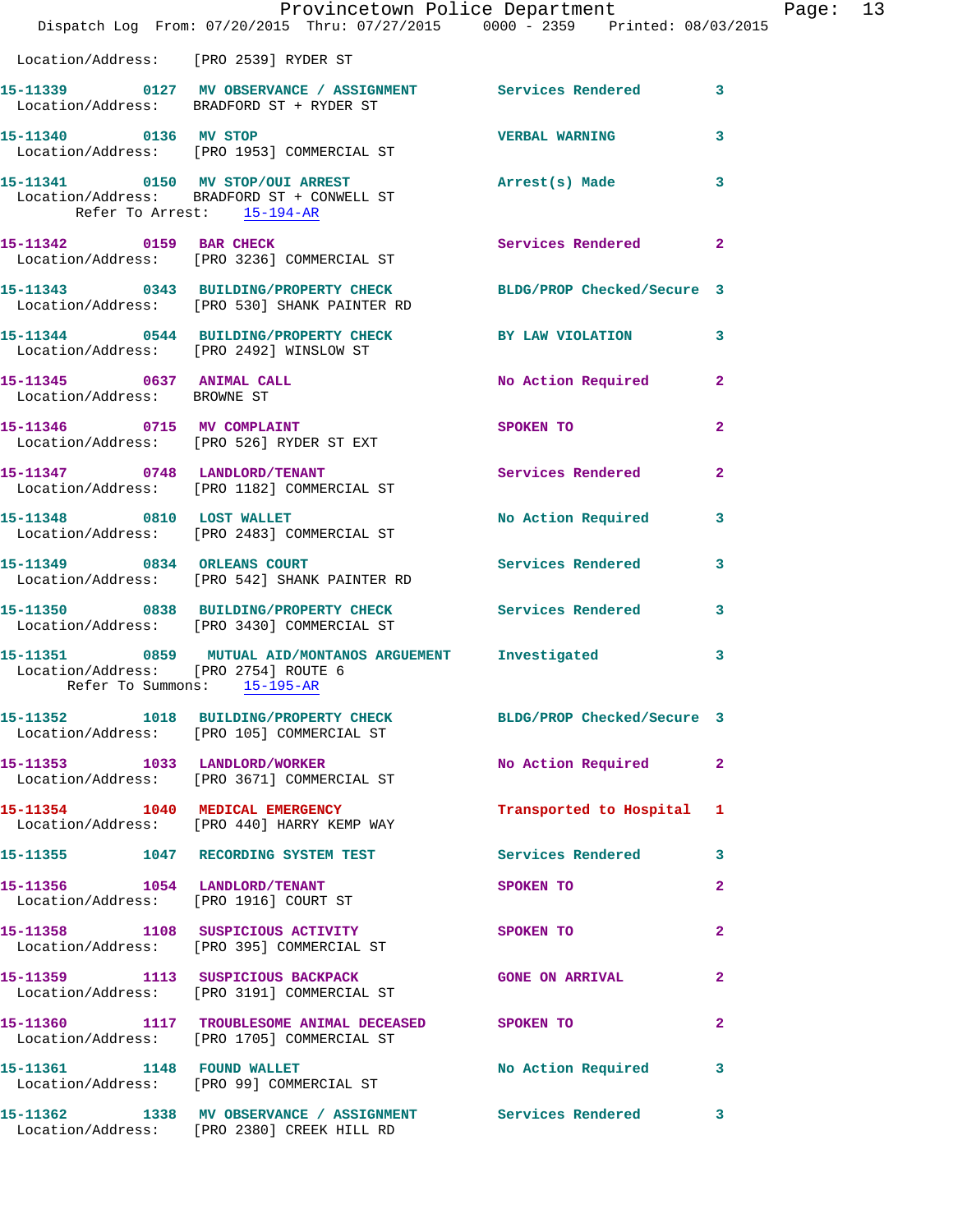Location/Address: [PRO 2539] RYDER ST

**15-11339** 0127 **MV OBSERVANCE / ASSIGNMENT** Services Rendered 3
Location/Address: BRADFORD ST + RYDER ST

**15-11340** 0136 **MV STOP** VERBAL WARNING 3
Location/Address: [PRO 1953] COMMERCIAL ST

**15-11341** 0150 **MV STOP/OUI ARREST** Arrest(s) Made 3
Location/Address: BRADFORD ST + CONWELL ST
Refer To Arrest: 15-194-AR

**15-11342** 0159 **BAR CHECK** Services Rendered 2
Location/Address: [PRO 3236] COMMERCIAL ST

**15-11343** 0343 **BUILDING/PROPERTY CHECK** BLDG/PROP Checked/Secure 3
Location/Address: [PRO 530] SHANK PAINTER RD

**15-11344** 0544 **BUILDING/PROPERTY CHECK** BY LAW VIOLATION 3
Location/Address: [PRO 2492] WINSLOW ST

**15-11345** 0637 **ANIMAL CALL** No Action Required 2
Location/Address: BROWNE ST

**15-11346** 0715 **MV COMPLAINT** SPOKEN TO 2
Location/Address: [PRO 526] RYDER ST EXT

**15-11347** 0748 **LANDLORD/TENANT** Services Rendered 2
Location/Address: [PRO 1182] COMMERCIAL ST

**15-11348** 0810 **LOST WALLET** No Action Required 3
Location/Address: [PRO 2483] COMMERCIAL ST

**15-11349** 0834 **ORLEANS COURT** Services Rendered 3
Location/Address: [PRO 542] SHANK PAINTER RD

**15-11350** 0838 **BUILDING/PROPERTY CHECK** Services Rendered 3
Location/Address: [PRO 3430] COMMERCIAL ST

**15-11351** 0859 **MUTUAL AID/MONTANOS ARGUEMENT** Investigated 3
Location/Address: [PRO 2754] ROUTE 6
Refer To Summons: 15-195-AR

**15-11352** 1018 **BUILDING/PROPERTY CHECK** BLDG/PROP Checked/Secure 3
Location/Address: [PRO 105] COMMERCIAL ST

**15-11353** 1033 **LANDLORD/WORKER** No Action Required 2
Location/Address: [PRO 3671] COMMERCIAL ST

**15-11354** 1040 **MEDICAL EMERGENCY** Transported to Hospital 1
Location/Address: [PRO 440] HARRY KEMP WAY

**15-11355** 1047 **RECORDING SYSTEM TEST** Services Rendered 3

**15-11356** 1054 **LANDLORD/TENANT** SPOKEN TO 2
Location/Address: [PRO 1916] COURT ST

**15-11358** 1108 **SUSPICIOUS ACTIVITY** SPOKEN TO 2
Location/Address: [PRO 395] COMMERCIAL ST

**15-11359** 1113 **SUSPICIOUS BACKPACK** GONE ON ARRIVAL 2
Location/Address: [PRO 3191] COMMERCIAL ST

**15-11360** 1117 **TROUBLESOME ANIMAL DECEASED** SPOKEN TO 2
Location/Address: [PRO 1705] COMMERCIAL ST

**15-11361** 1148 **FOUND WALLET** No Action Required 3
Location/Address: [PRO 99] COMMERCIAL ST

**15-11362** 1338 **MV OBSERVANCE / ASSIGNMENT** Services Rendered 3
Location/Address: [PRO 2380] CREEK HILL RD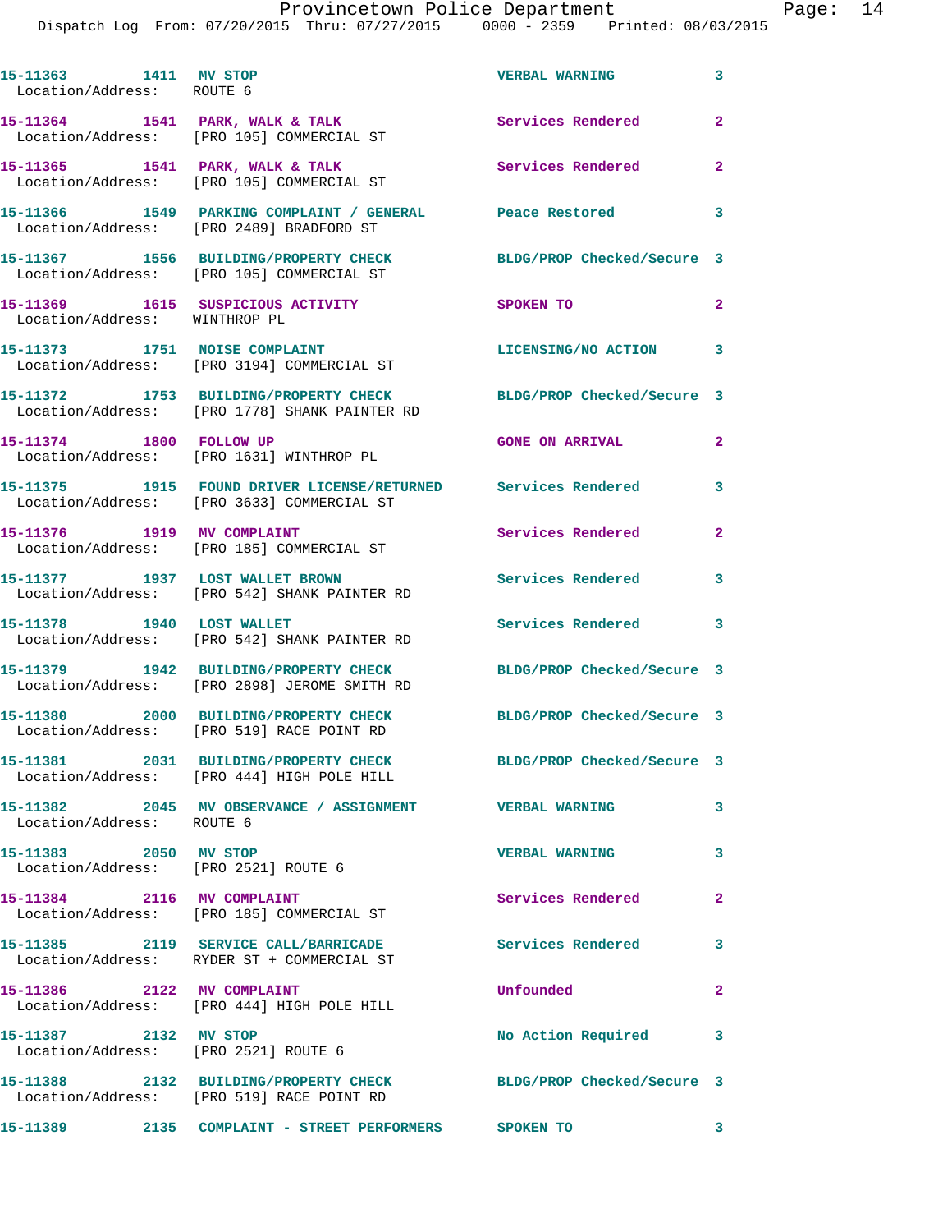15-11363 1411 MV STOP VERBAL WARNING 3
Location/Address: ROUTE 6

15-11364 1541 PARK, WALK & TALK Services Rendered 2
Location/Address: [PRO 105] COMMERCIAL ST

15-11365 1541 PARK, WALK & TALK Services Rendered 2
Location/Address: [PRO 105] COMMERCIAL ST

15-11366 1549 PARKING COMPLAINT / GENERAL Peace Restored 3
Location/Address: [PRO 2489] BRADFORD ST

15-11367 1556 BUILDING/PROPERTY CHECK BLDG/PROP Checked/Secure 3
Location/Address: [PRO 105] COMMERCIAL ST

15-11369 1615 SUSPICIOUS ACTIVITY SPOKEN TO 2
Location/Address: WINTHROP PL

15-11373 1751 NOISE COMPLAINT LICENSING/NO ACTION 3
Location/Address: [PRO 3194] COMMERCIAL ST

15-11372 1753 BUILDING/PROPERTY CHECK BLDG/PROP Checked/Secure 3
Location/Address: [PRO 1778] SHANK PAINTER RD

15-11374 1800 FOLLOW UP GONE ON ARRIVAL 2
Location/Address: [PRO 1631] WINTHROP PL

15-11375 1915 FOUND DRIVER LICENSE/RETURNED Services Rendered 3
Location/Address: [PRO 3633] COMMERCIAL ST

15-11376 1919 MV COMPLAINT Services Rendered 2
Location/Address: [PRO 185] COMMERCIAL ST

15-11377 1937 LOST WALLET BROWN Services Rendered 3
Location/Address: [PRO 542] SHANK PAINTER RD

15-11378 1940 LOST WALLET Services Rendered 3
Location/Address: [PRO 542] SHANK PAINTER RD

15-11379 1942 BUILDING/PROPERTY CHECK BLDG/PROP Checked/Secure 3
Location/Address: [PRO 2898] JEROME SMITH RD

15-11380 2000 BUILDING/PROPERTY CHECK BLDG/PROP Checked/Secure 3
Location/Address: [PRO 519] RACE POINT RD

15-11381 2031 BUILDING/PROPERTY CHECK BLDG/PROP Checked/Secure 3
Location/Address: [PRO 444] HIGH POLE HILL

15-11382 2045 MV OBSERVANCE / ASSIGNMENT VERBAL WARNING 3
Location/Address: ROUTE 6

15-11383 2050 MV STOP VERBAL WARNING 3
Location/Address: [PRO 2521] ROUTE 6

15-11384 2116 MV COMPLAINT Services Rendered 2
Location/Address: [PRO 185] COMMERCIAL ST

15-11385 2119 SERVICE CALL/BARRICADE Services Rendered 3
Location/Address: RYDER ST + COMMERCIAL ST

15-11386 2122 MV COMPLAINT Unfounded 2
Location/Address: [PRO 444] HIGH POLE HILL

15-11387 2132 MV STOP No Action Required 3
Location/Address: [PRO 2521] ROUTE 6

15-11388 2132 BUILDING/PROPERTY CHECK BLDG/PROP Checked/Secure 3
Location/Address: [PRO 519] RACE POINT RD

15-11389 2135 COMPLAINT - STREET PERFORMERS SPOKEN TO 3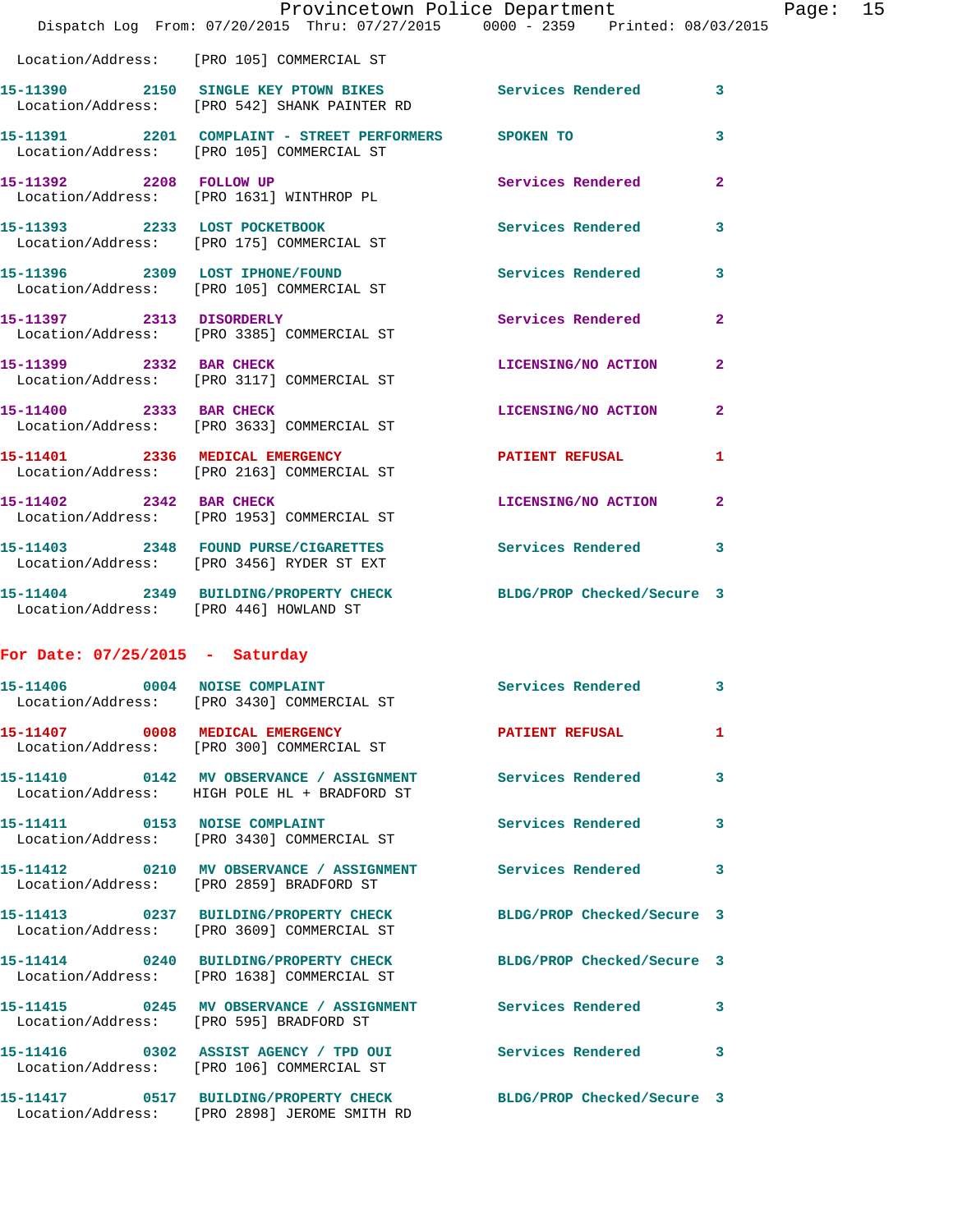Location/Address: [PRO 105] COMMERCIAL ST

| Call # | Time | Call Type | Disposition | Priority |
|---|---|---|---|---|
| 15-11390 | 2150 | SINGLE KEY PTOWN BIKES | Services Rendered | 3 |
| | | Location/Address: [PRO 542] SHANK PAINTER RD | | |
| 15-11391 | 2201 | COMPLAINT - STREET PERFORMERS | SPOKEN TO | 3 |
| | | Location/Address: [PRO 105] COMMERCIAL ST | | |
| 15-11392 | 2208 | FOLLOW UP | Services Rendered | 2 |
| | | Location/Address: [PRO 1631] WINTHROP PL | | |
| 15-11393 | 2233 | LOST POCKETBOOK | Services Rendered | 3 |
| | | Location/Address: [PRO 175] COMMERCIAL ST | | |
| 15-11396 | 2309 | LOST IPHONE/FOUND | Services Rendered | 3 |
| | | Location/Address: [PRO 105] COMMERCIAL ST | | |
| 15-11397 | 2313 | DISORDERLY | Services Rendered | 2 |
| | | Location/Address: [PRO 3385] COMMERCIAL ST | | |
| 15-11399 | 2332 | BAR CHECK | LICENSING/NO ACTION | 2 |
| | | Location/Address: [PRO 3117] COMMERCIAL ST | | |
| 15-11400 | 2333 | BAR CHECK | LICENSING/NO ACTION | 2 |
| | | Location/Address: [PRO 3633] COMMERCIAL ST | | |
| 15-11401 | 2336 | MEDICAL EMERGENCY | PATIENT REFUSAL | 1 |
| | | Location/Address: [PRO 2163] COMMERCIAL ST | | |
| 15-11402 | 2342 | BAR CHECK | LICENSING/NO ACTION | 2 |
| | | Location/Address: [PRO 1953] COMMERCIAL ST | | |
| 15-11403 | 2348 | FOUND PURSE/CIGARETTES | Services Rendered | 3 |
| | | Location/Address: [PRO 3456] RYDER ST EXT | | |
| 15-11404 | 2349 | BUILDING/PROPERTY CHECK | BLDG/PROP Checked/Secure | 3 |
| | | Location/Address: [PRO 446] HOWLAND ST | | |

## For Date: 07/25/2015 - Saturday

| Call # | Time | Call Type | Disposition | Priority |
|---|---|---|---|---|
| 15-11406 | 0004 | NOISE COMPLAINT | Services Rendered | 3 |
| | | Location/Address: [PRO 3430] COMMERCIAL ST | | |
| 15-11407 | 0008 | MEDICAL EMERGENCY | PATIENT REFUSAL | 1 |
| | | Location/Address: [PRO 300] COMMERCIAL ST | | |
| 15-11410 | 0142 | MV OBSERVANCE / ASSIGNMENT | Services Rendered | 3 |
| | | Location/Address: HIGH POLE HL + BRADFORD ST | | |
| 15-11411 | 0153 | NOISE COMPLAINT | Services Rendered | 3 |
| | | Location/Address: [PRO 3430] COMMERCIAL ST | | |
| 15-11412 | 0210 | MV OBSERVANCE / ASSIGNMENT | Services Rendered | 3 |
| | | Location/Address: [PRO 2859] BRADFORD ST | | |
| 15-11413 | 0237 | BUILDING/PROPERTY CHECK | BLDG/PROP Checked/Secure | 3 |
| | | Location/Address: [PRO 3609] COMMERCIAL ST | | |
| 15-11414 | 0240 | BUILDING/PROPERTY CHECK | BLDG/PROP Checked/Secure | 3 |
| | | Location/Address: [PRO 1638] COMMERCIAL ST | | |
| 15-11415 | 0245 | MV OBSERVANCE / ASSIGNMENT | Services Rendered | 3 |
| | | Location/Address: [PRO 595] BRADFORD ST | | |
| 15-11416 | 0302 | ASSIST AGENCY / TPD OUI | Services Rendered | 3 |
| | | Location/Address: [PRO 106] COMMERCIAL ST | | |
| 15-11417 | 0517 | BUILDING/PROPERTY CHECK | BLDG/PROP Checked/Secure | 3 |
| | | Location/Address: [PRO 2898] JEROME SMITH RD | | |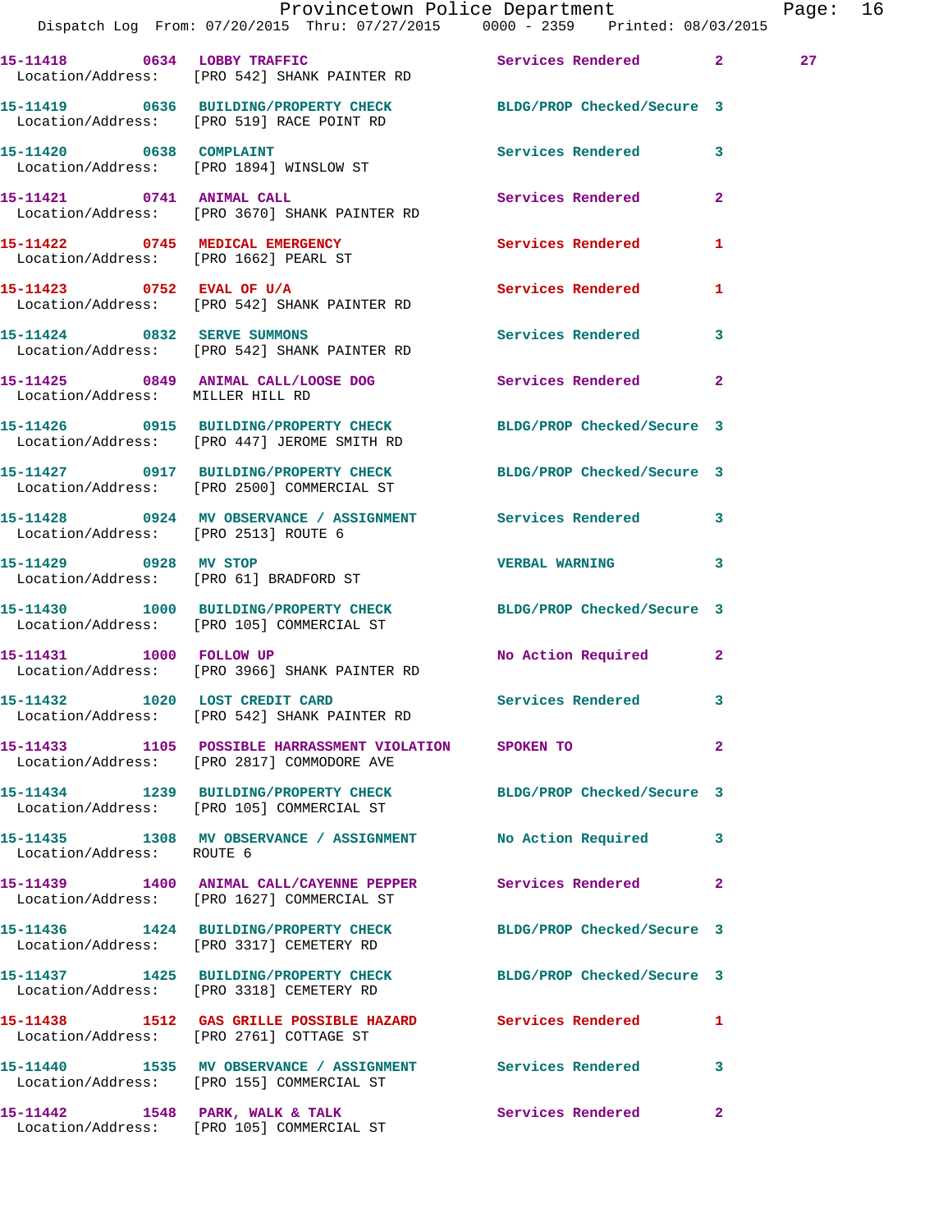Provincetown Police Department
Dispatch Log From: 07/20/2015 Thru: 07/27/2015 0000 - 2359 Printed: 08/03/2015

15-11418 0634 LOBBY TRAFFIC Services Rendered 2 27
Location/Address: [PRO 542] SHANK PAINTER RD

15-11419 0636 BUILDING/PROPERTY CHECK BLDG/PROP Checked/Secure 3
Location/Address: [PRO 519] RACE POINT RD

15-11420 0638 COMPLAINT Services Rendered 3
Location/Address: [PRO 1894] WINSLOW ST

15-11421 0741 ANIMAL CALL Services Rendered 2
Location/Address: [PRO 3670] SHANK PAINTER RD

15-11422 0745 MEDICAL EMERGENCY Services Rendered 1
Location/Address: [PRO 1662] PEARL ST

15-11423 0752 EVAL OF U/A Services Rendered 1
Location/Address: [PRO 542] SHANK PAINTER RD

15-11424 0832 SERVE SUMMONS Services Rendered 3
Location/Address: [PRO 542] SHANK PAINTER RD

15-11425 0849 ANIMAL CALL/LOOSE DOG Services Rendered 2
Location/Address: MILLER HILL RD

15-11426 0915 BUILDING/PROPERTY CHECK BLDG/PROP Checked/Secure 3
Location/Address: [PRO 447] JEROME SMITH RD

15-11427 0917 BUILDING/PROPERTY CHECK BLDG/PROP Checked/Secure 3
Location/Address: [PRO 2500] COMMERCIAL ST

15-11428 0924 MV OBSERVANCE / ASSIGNMENT Services Rendered 3
Location/Address: [PRO 2513] ROUTE 6

15-11429 0928 MV STOP VERBAL WARNING 3
Location/Address: [PRO 61] BRADFORD ST

15-11430 1000 BUILDING/PROPERTY CHECK BLDG/PROP Checked/Secure 3
Location/Address: [PRO 105] COMMERCIAL ST

15-11431 1000 FOLLOW UP No Action Required 2
Location/Address: [PRO 3966] SHANK PAINTER RD

15-11432 1020 LOST CREDIT CARD Services Rendered 3
Location/Address: [PRO 542] SHANK PAINTER RD

15-11433 1105 POSSIBLE HARRASSMENT VIOLATION SPOKEN TO 2
Location/Address: [PRO 2817] COMMODORE AVE

15-11434 1239 BUILDING/PROPERTY CHECK BLDG/PROP Checked/Secure 3
Location/Address: [PRO 105] COMMERCIAL ST

15-11435 1308 MV OBSERVANCE / ASSIGNMENT No Action Required 3
Location/Address: ROUTE 6

15-11439 1400 ANIMAL CALL/CAYENNE PEPPER Services Rendered 2
Location/Address: [PRO 1627] COMMERCIAL ST

15-11436 1424 BUILDING/PROPERTY CHECK BLDG/PROP Checked/Secure 3
Location/Address: [PRO 3317] CEMETERY RD

15-11437 1425 BUILDING/PROPERTY CHECK BLDG/PROP Checked/Secure 3
Location/Address: [PRO 3318] CEMETERY RD

15-11438 1512 GAS GRILLE POSSIBLE HAZARD Services Rendered 1
Location/Address: [PRO 2761] COTTAGE ST

15-11440 1535 MV OBSERVANCE / ASSIGNMENT Services Rendered 3
Location/Address: [PRO 155] COMMERCIAL ST

15-11442 1548 PARK, WALK & TALK Services Rendered 2
Location/Address: [PRO 105] COMMERCIAL ST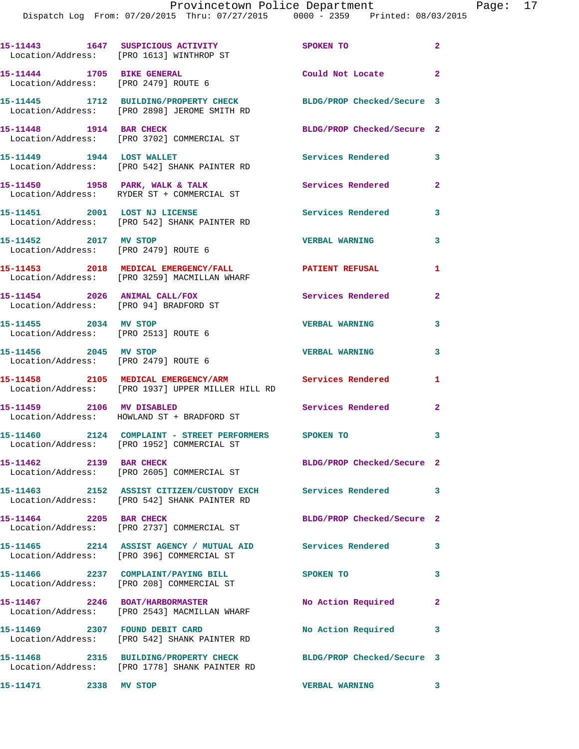| Call # | Time | Call Type | Disposition | Priority |
|---|---|---|---|---|
| 15-11443 | 1647 | SUSPICIOUS ACTIVITY | SPOKEN TO | 2 |
| | | Location/Address: [PRO 1613] WINTHROP ST | | |
| 15-11444 | 1705 | BIKE GENERAL | Could Not Locate | 2 |
| | | Location/Address: [PRO 2479] ROUTE 6 | | |
| 15-11445 | 1712 | BUILDING/PROPERTY CHECK | BLDG/PROP Checked/Secure | 3 |
| | | Location/Address: [PRO 2898] JEROME SMITH RD | | |
| 15-11448 | 1914 | BAR CHECK | BLDG/PROP Checked/Secure | 2 |
| | | Location/Address: [PRO 3702] COMMERCIAL ST | | |
| 15-11449 | 1944 | LOST WALLET | Services Rendered | 3 |
| | | Location/Address: [PRO 542] SHANK PAINTER RD | | |
| 15-11450 | 1958 | PARK, WALK & TALK | Services Rendered | 2 |
| | | Location/Address: RYDER ST + COMMERCIAL ST | | |
| 15-11451 | 2001 | LOST NJ LICENSE | Services Rendered | 3 |
| | | Location/Address: [PRO 542] SHANK PAINTER RD | | |
| 15-11452 | 2017 | MV STOP | VERBAL WARNING | 3 |
| | | Location/Address: [PRO 2479] ROUTE 6 | | |
| 15-11453 | 2018 | MEDICAL EMERGENCY/FALL | PATIENT REFUSAL | 1 |
| | | Location/Address: [PRO 3259] MACMILLAN WHARF | | |
| 15-11454 | 2026 | ANIMAL CALL/FOX | Services Rendered | 2 |
| | | Location/Address: [PRO 94] BRADFORD ST | | |
| 15-11455 | 2034 | MV STOP | VERBAL WARNING | 3 |
| | | Location/Address: [PRO 2513] ROUTE 6 | | |
| 15-11456 | 2045 | MV STOP | VERBAL WARNING | 3 |
| | | Location/Address: [PRO 2479] ROUTE 6 | | |
| 15-11458 | 2105 | MEDICAL EMERGENCY/ARM | Services Rendered | 1 |
| | | Location/Address: [PRO 1937] UPPER MILLER HILL RD | | |
| 15-11459 | 2106 | MV DISABLED | Services Rendered | 2 |
| | | Location/Address: HOWLAND ST + BRADFORD ST | | |
| 15-11460 | 2124 | COMPLAINT - STREET PERFORMERS | SPOKEN TO | 3 |
| | | Location/Address: [PRO 1952] COMMERCIAL ST | | |
| 15-11462 | 2139 | BAR CHECK | BLDG/PROP Checked/Secure | 2 |
| | | Location/Address: [PRO 2605] COMMERCIAL ST | | |
| 15-11463 | 2152 | ASSIST CITIZEN/CUSTODY EXCH | Services Rendered | 3 |
| | | Location/Address: [PRO 542] SHANK PAINTER RD | | |
| 15-11464 | 2205 | BAR CHECK | BLDG/PROP Checked/Secure | 2 |
| | | Location/Address: [PRO 2737] COMMERCIAL ST | | |
| 15-11465 | 2214 | ASSIST AGENCY / MUTUAL AID | Services Rendered | 3 |
| | | Location/Address: [PRO 396] COMMERCIAL ST | | |
| 15-11466 | 2237 | COMPLAINT/PAYING BILL | SPOKEN TO | 3 |
| | | Location/Address: [PRO 208] COMMERCIAL ST | | |
| 15-11467 | 2246 | BOAT/HARBORMASTER | No Action Required | 2 |
| | | Location/Address: [PRO 2543] MACMILLAN WHARF | | |
| 15-11469 | 2307 | FOUND DEBIT CARD | No Action Required | 3 |
| | | Location/Address: [PRO 542] SHANK PAINTER RD | | |
| 15-11468 | 2315 | BUILDING/PROPERTY CHECK | BLDG/PROP Checked/Secure | 3 |
| | | Location/Address: [PRO 1778] SHANK PAINTER RD | | |
| 15-11471 | 2338 | MV STOP | VERBAL WARNING | 3 |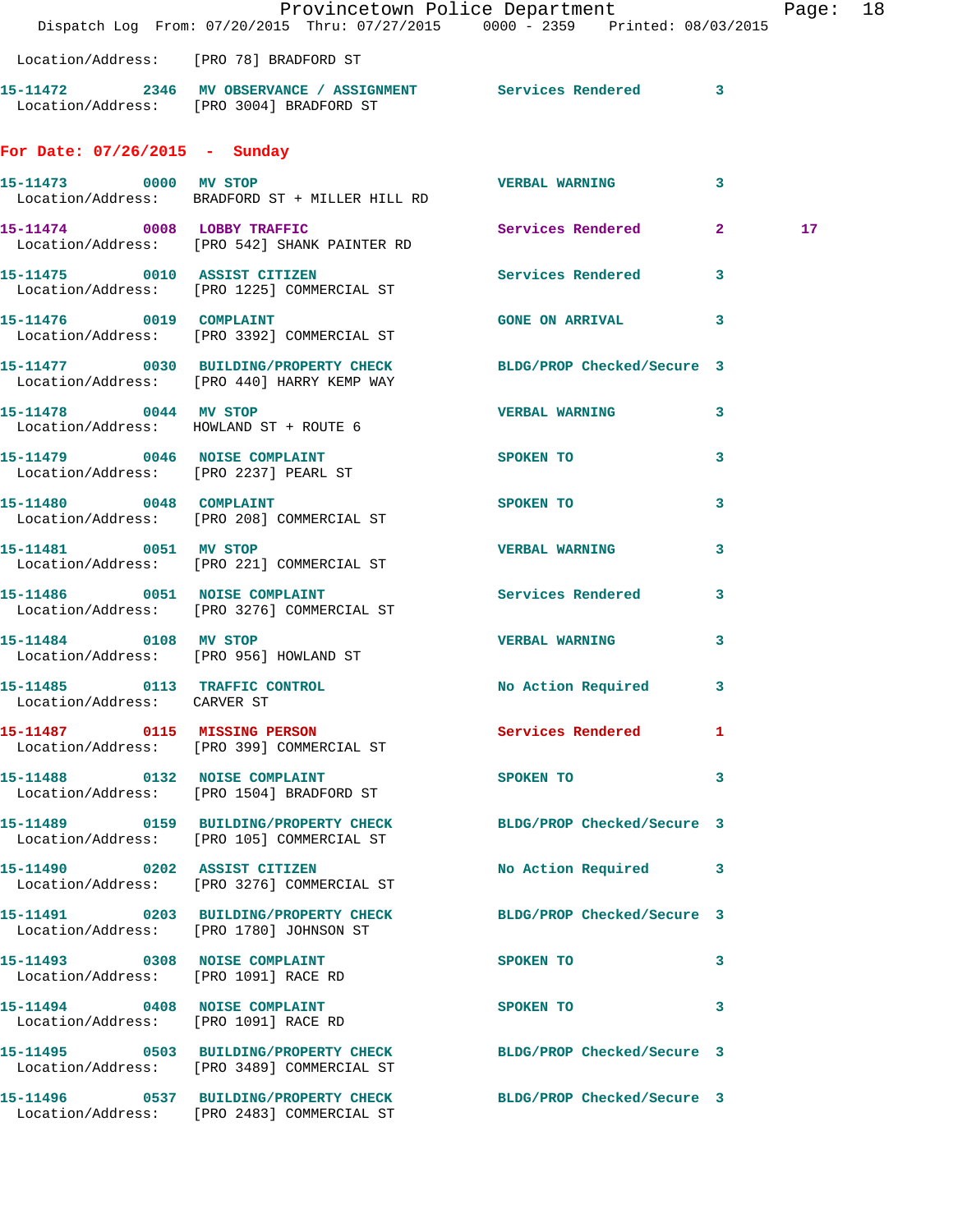Location/Address: [PRO 78] BRADFORD ST

**15-11472** 2346 MV OBSERVANCE / ASSIGNMENT Services Rendered 3
Location/Address: [PRO 3004] BRADFORD ST

## For Date: 07/26/2015 - Sunday

**15-11473** 0000 MV STOP VERBAL WARNING 3
Location/Address: BRADFORD ST + MILLER HILL RD

**15-11474** 0008 LOBBY TRAFFIC Services Rendered 2 17
Location/Address: [PRO 542] SHANK PAINTER RD

**15-11475** 0010 ASSIST CITIZEN Services Rendered 3
Location/Address: [PRO 1225] COMMERCIAL ST

**15-11476** 0019 COMPLAINT GONE ON ARRIVAL 3
Location/Address: [PRO 3392] COMMERCIAL ST

**15-11477** 0030 BUILDING/PROPERTY CHECK BLDG/PROP Checked/Secure 3
Location/Address: [PRO 440] HARRY KEMP WAY

**15-11478** 0044 MV STOP VERBAL WARNING 3
Location/Address: HOWLAND ST + ROUTE 6

**15-11479** 0046 NOISE COMPLAINT SPOKEN TO 3
Location/Address: [PRO 2237] PEARL ST

**15-11480** 0048 COMPLAINT SPOKEN TO 3
Location/Address: [PRO 208] COMMERCIAL ST

**15-11481** 0051 MV STOP VERBAL WARNING 3
Location/Address: [PRO 221] COMMERCIAL ST

**15-11486** 0051 NOISE COMPLAINT Services Rendered 3
Location/Address: [PRO 3276] COMMERCIAL ST

**15-11484** 0108 MV STOP VERBAL WARNING 3
Location/Address: [PRO 956] HOWLAND ST

**15-11485** 0113 TRAFFIC CONTROL No Action Required 3
Location/Address: CARVER ST

**15-11487** 0115 MISSING PERSON Services Rendered 1
Location/Address: [PRO 399] COMMERCIAL ST

**15-11488** 0132 NOISE COMPLAINT SPOKEN TO 3
Location/Address: [PRO 1504] BRADFORD ST

**15-11489** 0159 BUILDING/PROPERTY CHECK BLDG/PROP Checked/Secure 3
Location/Address: [PRO 105] COMMERCIAL ST

**15-11490** 0202 ASSIST CITIZEN No Action Required 3
Location/Address: [PRO 3276] COMMERCIAL ST

**15-11491** 0203 BUILDING/PROPERTY CHECK BLDG/PROP Checked/Secure 3
Location/Address: [PRO 1780] JOHNSON ST

**15-11493** 0308 NOISE COMPLAINT SPOKEN TO 3
Location/Address: [PRO 1091] RACE RD

**15-11494** 0408 NOISE COMPLAINT SPOKEN TO 3
Location/Address: [PRO 1091] RACE RD

**15-11495** 0503 BUILDING/PROPERTY CHECK BLDG/PROP Checked/Secure 3
Location/Address: [PRO 3489] COMMERCIAL ST

**15-11496** 0537 BUILDING/PROPERTY CHECK BLDG/PROP Checked/Secure 3
Location/Address: [PRO 2483] COMMERCIAL ST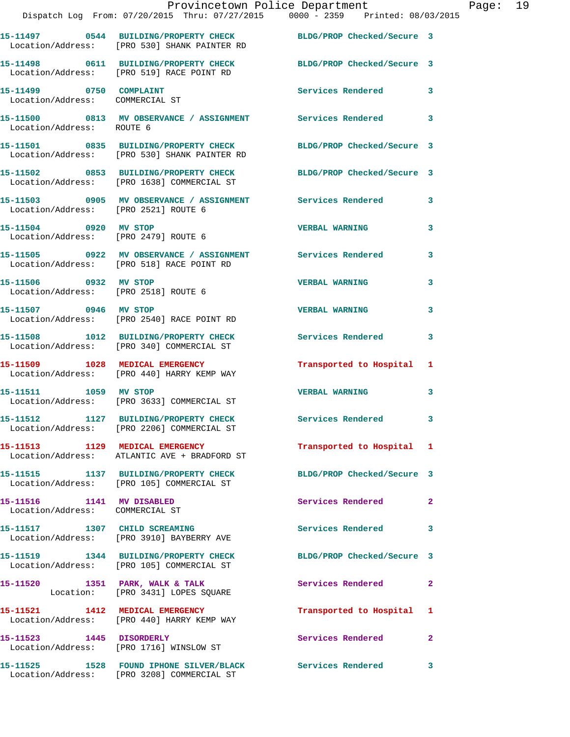15-11497 0544 BUILDING/PROPERTY CHECK BLDG/PROP Checked/Secure 3
Location/Address: [PRO 530] SHANK PAINTER RD

15-11498 0611 BUILDING/PROPERTY CHECK BLDG/PROP Checked/Secure 3
Location/Address: [PRO 519] RACE POINT RD

15-11499 0750 COMPLAINT Services Rendered 3
Location/Address: COMMERCIAL ST

15-11500 0813 MV OBSERVANCE / ASSIGNMENT Services Rendered 3
Location/Address: ROUTE 6

15-11501 0835 BUILDING/PROPERTY CHECK BLDG/PROP Checked/Secure 3
Location/Address: [PRO 530] SHANK PAINTER RD

15-11502 0853 BUILDING/PROPERTY CHECK BLDG/PROP Checked/Secure 3
Location/Address: [PRO 1638] COMMERCIAL ST

15-11503 0905 MV OBSERVANCE / ASSIGNMENT Services Rendered 3
Location/Address: [PRO 2521] ROUTE 6

15-11504 0920 MV STOP VERBAL WARNING 3
Location/Address: [PRO 2479] ROUTE 6

15-11505 0922 MV OBSERVANCE / ASSIGNMENT Services Rendered 3
Location/Address: [PRO 518] RACE POINT RD

15-11506 0932 MV STOP VERBAL WARNING 3
Location/Address: [PRO 2518] ROUTE 6

15-11507 0946 MV STOP VERBAL WARNING 3
Location/Address: [PRO 2540] RACE POINT RD

15-11508 1012 BUILDING/PROPERTY CHECK Services Rendered 3
Location/Address: [PRO 340] COMMERCIAL ST

15-11509 1028 MEDICAL EMERGENCY Transported to Hospital 1
Location/Address: [PRO 440] HARRY KEMP WAY

15-11511 1059 MV STOP VERBAL WARNING 3
Location/Address: [PRO 3633] COMMERCIAL ST

15-11512 1127 BUILDING/PROPERTY CHECK Services Rendered 3
Location/Address: [PRO 2206] COMMERCIAL ST

15-11513 1129 MEDICAL EMERGENCY Transported to Hospital 1
Location/Address: ATLANTIC AVE + BRADFORD ST

15-11515 1137 BUILDING/PROPERTY CHECK BLDG/PROP Checked/Secure 3
Location/Address: [PRO 105] COMMERCIAL ST

15-11516 1141 MV DISABLED Services Rendered 2
Location/Address: COMMERCIAL ST

15-11517 1307 CHILD SCREAMING Services Rendered 3
Location/Address: [PRO 3910] BAYBERRY AVE

15-11519 1344 BUILDING/PROPERTY CHECK BLDG/PROP Checked/Secure 3
Location/Address: [PRO 105] COMMERCIAL ST

15-11520 1351 PARK, WALK & TALK Services Rendered 2
Location: [PRO 3431] LOPES SQUARE

15-11521 1412 MEDICAL EMERGENCY Transported to Hospital 1
Location/Address: [PRO 440] HARRY KEMP WAY

15-11523 1445 DISORDERLY Services Rendered 2
Location/Address: [PRO 1716] WINSLOW ST

15-11525 1528 FOUND IPHONE SILVER/BLACK Services Rendered 3
Location/Address: [PRO 3208] COMMERCIAL ST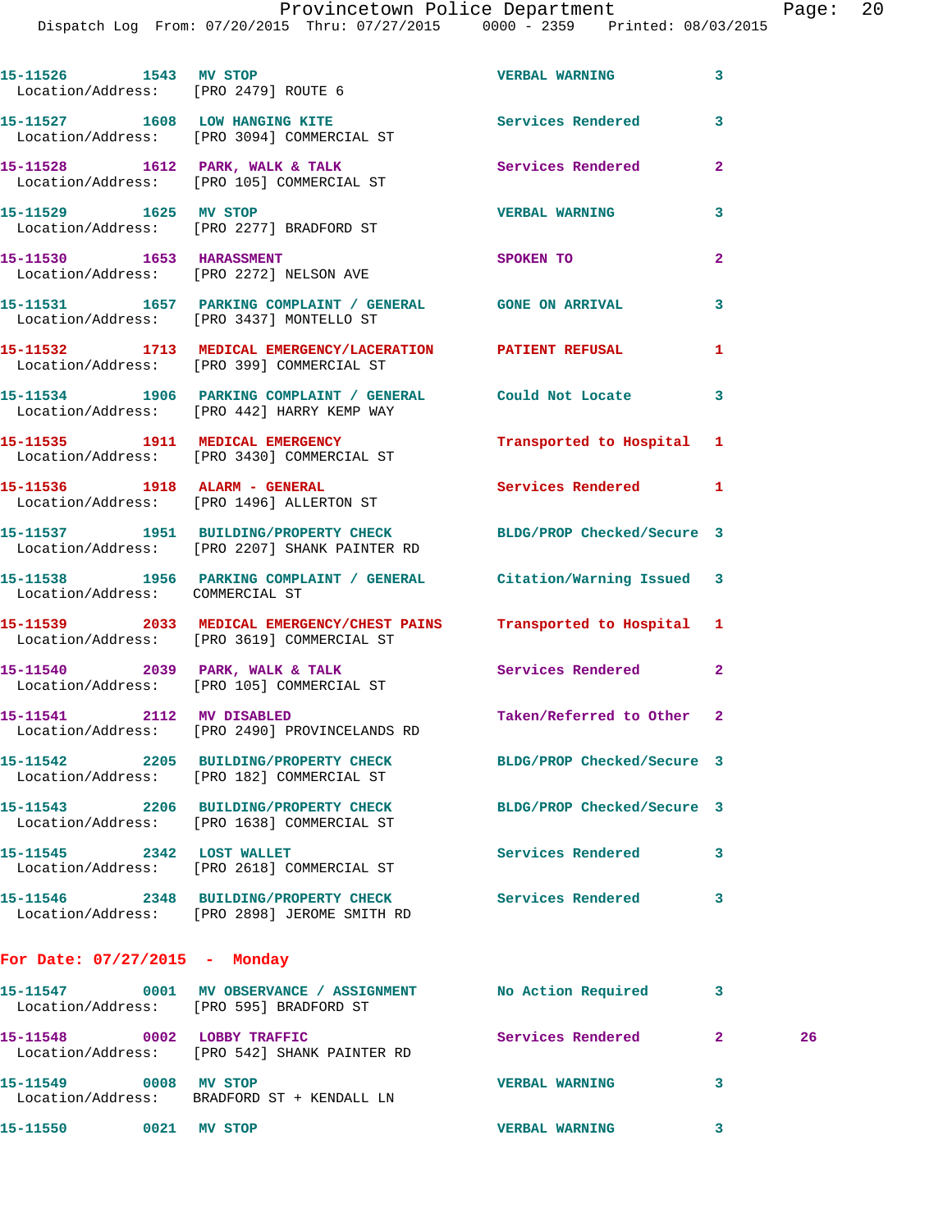15-11526 1543 MV STOP VERBAL WARNING 3
Location/Address: [PRO 2479] ROUTE 6

15-11527 1608 LOW HANGING KITE Services Rendered 3
Location/Address: [PRO 3094] COMMERCIAL ST

15-11528 1612 PARK, WALK & TALK Services Rendered 2
Location/Address: [PRO 105] COMMERCIAL ST

15-11529 1625 MV STOP VERBAL WARNING 3
Location/Address: [PRO 2277] BRADFORD ST

15-11530 1653 HARASSMENT SPOKEN TO 2
Location/Address: [PRO 2272] NELSON AVE

15-11531 1657 PARKING COMPLAINT / GENERAL GONE ON ARRIVAL 3
Location/Address: [PRO 3437] MONTELLO ST

15-11532 1713 MEDICAL EMERGENCY/LACERATION PATIENT REFUSAL 1
Location/Address: [PRO 399] COMMERCIAL ST

15-11534 1906 PARKING COMPLAINT / GENERAL Could Not Locate 3
Location/Address: [PRO 442] HARRY KEMP WAY

15-11535 1911 MEDICAL EMERGENCY Transported to Hospital 1
Location/Address: [PRO 3430] COMMERCIAL ST

15-11536 1918 ALARM - GENERAL Services Rendered 1
Location/Address: [PRO 1496] ALLERTON ST

15-11537 1951 BUILDING/PROPERTY CHECK BLDG/PROP Checked/Secure 3
Location/Address: [PRO 2207] SHANK PAINTER RD

15-11538 1956 PARKING COMPLAINT / GENERAL Citation/Warning Issued 3
Location/Address: COMMERCIAL ST

15-11539 2033 MEDICAL EMERGENCY/CHEST PAINS Transported to Hospital 1
Location/Address: [PRO 3619] COMMERCIAL ST

15-11540 2039 PARK, WALK & TALK Services Rendered 2
Location/Address: [PRO 105] COMMERCIAL ST

15-11541 2112 MV DISABLED Taken/Referred to Other 2
Location/Address: [PRO 2490] PROVINCELANDS RD

15-11542 2205 BUILDING/PROPERTY CHECK BLDG/PROP Checked/Secure 3
Location/Address: [PRO 182] COMMERCIAL ST

15-11543 2206 BUILDING/PROPERTY CHECK BLDG/PROP Checked/Secure 3
Location/Address: [PRO 1638] COMMERCIAL ST

15-11545 2342 LOST WALLET Services Rendered 3
Location/Address: [PRO 2618] COMMERCIAL ST

15-11546 2348 BUILDING/PROPERTY CHECK Services Rendered 3
Location/Address: [PRO 2898] JEROME SMITH RD

## For Date: 07/27/2015 - Monday

15-11547 0001 MV OBSERVANCE / ASSIGNMENT No Action Required 3
Location/Address: [PRO 595] BRADFORD ST

15-11548 0002 LOBBY TRAFFIC Services Rendered 2 26
Location/Address: [PRO 542] SHANK PAINTER RD

15-11549 0008 MV STOP VERBAL WARNING 3
Location/Address: BRADFORD ST + KENDALL LN

15-11550 0021 MV STOP VERBAL WARNING 3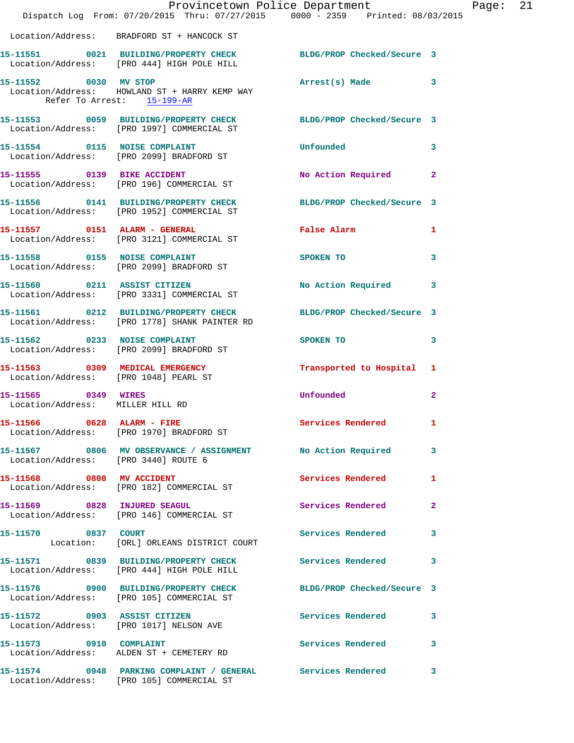Location/Address: BRADFORD ST + HANCOCK ST

**15-11551** 0021 **BUILDING/PROPERTY CHECK** BLDG/PROP Checked/Secure 3
Location/Address: [PRO 444] HIGH POLE HILL

**15-11552** 0030 **MV STOP** Arrest(s) Made 3
Location/Address: HOWLAND ST + HARRY KEMP WAY
Refer To Arrest: 15-199-AR

**15-11553** 0059 **BUILDING/PROPERTY CHECK** BLDG/PROP Checked/Secure 3
Location/Address: [PRO 1997] COMMERCIAL ST

**15-11554** 0115 **NOISE COMPLAINT** Unfounded 3
Location/Address: [PRO 2099] BRADFORD ST

**15-11555** 0139 **BIKE ACCIDENT** No Action Required 2
Location/Address: [PRO 196] COMMERCIAL ST

**15-11556** 0141 **BUILDING/PROPERTY CHECK** BLDG/PROP Checked/Secure 3
Location/Address: [PRO 1952] COMMERCIAL ST

**15-11557** 0151 **ALARM - GENERAL** False Alarm 1
Location/Address: [PRO 3121] COMMERCIAL ST

**15-11558** 0155 **NOISE COMPLAINT** SPOKEN TO 3
Location/Address: [PRO 2099] BRADFORD ST

**15-11560** 0211 **ASSIST CITIZEN** No Action Required 3
Location/Address: [PRO 3331] COMMERCIAL ST

**15-11561** 0212 **BUILDING/PROPERTY CHECK** BLDG/PROP Checked/Secure 3
Location/Address: [PRO 1778] SHANK PAINTER RD

**15-11562** 0233 **NOISE COMPLAINT** SPOKEN TO 3
Location/Address: [PRO 2099] BRADFORD ST

**15-11563** 0309 **MEDICAL EMERGENCY** Transported to Hospital 1
Location/Address: [PRO 1048] PEARL ST

**15-11565** 0349 **WIRES** Unfounded 2
Location/Address: MILLER HILL RD

**15-11566** 0628 **ALARM - FIRE** Services Rendered 1
Location/Address: [PRO 1970] BRADFORD ST

**15-11567** 0806 **MV OBSERVANCE / ASSIGNMENT** No Action Required 3
Location/Address: [PRO 3440] ROUTE 6

**15-11568** 0808 **MV ACCIDENT** Services Rendered 1
Location/Address: [PRO 182] COMMERCIAL ST

**15-11569** 0828 **INJURED SEAGUL** Services Rendered 2
Location/Address: [PRO 146] COMMERCIAL ST

**15-11570** 0837 **COURT** Services Rendered 3
Location: [ORL] ORLEANS DISTRICT COURT

**15-11571** 0839 **BUILDING/PROPERTY CHECK** Services Rendered 3
Location/Address: [PRO 444] HIGH POLE HILL

**15-11576** 0900 **BUILDING/PROPERTY CHECK** BLDG/PROP Checked/Secure 3
Location/Address: [PRO 105] COMMERCIAL ST

**15-11572** 0903 **ASSIST CITIZEN** Services Rendered 3
Location/Address: [PRO 1017] NELSON AVE

**15-11573** 0910 **COMPLAINT** Services Rendered 3
Location/Address: ALDEN ST + CEMETERY RD

**15-11574** 0948 **PARKING COMPLAINT / GENERAL** Services Rendered 3
Location/Address: [PRO 105] COMMERCIAL ST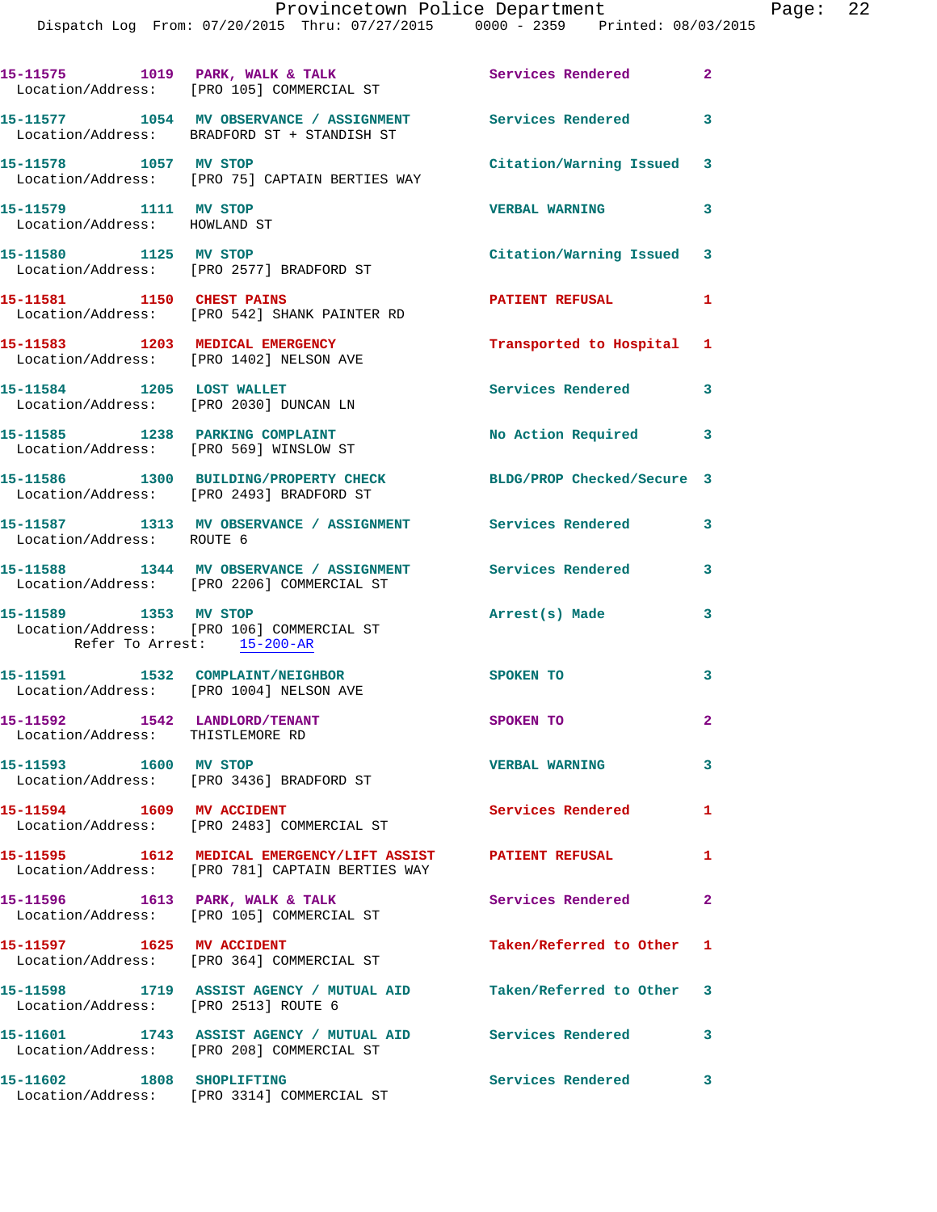| Call Number | Time | Call Reason | Action | Priority |
|---|---|---|---|---|
| 15-11575 | 1019 | PARK, WALK & TALK | Services Rendered | 2 |
| Location/Address: [PRO 105] COMMERCIAL ST | | | | |
| 15-11577 | 1054 | MV OBSERVANCE / ASSIGNMENT | Services Rendered | 3 |
| Location/Address: BRADFORD ST + STANDISH ST | | | | |
| 15-11578 | 1057 | MV STOP | Citation/Warning Issued | 3 |
| Location/Address: [PRO 75] CAPTAIN BERTIES WAY | | | | |
| 15-11579 | 1111 | MV STOP | VERBAL WARNING | 3 |
| Location/Address: HOWLAND ST | | | | |
| 15-11580 | 1125 | MV STOP | Citation/Warning Issued | 3 |
| Location/Address: [PRO 2577] BRADFORD ST | | | | |
| 15-11581 | 1150 | CHEST PAINS | PATIENT REFUSAL | 1 |
| Location/Address: [PRO 542] SHANK PAINTER RD | | | | |
| 15-11583 | 1203 | MEDICAL EMERGENCY | Transported to Hospital | 1 |
| Location/Address: [PRO 1402] NELSON AVE | | | | |
| 15-11584 | 1205 | LOST WALLET | Services Rendered | 3 |
| Location/Address: [PRO 2030] DUNCAN LN | | | | |
| 15-11585 | 1238 | PARKING COMPLAINT | No Action Required | 3 |
| Location/Address: [PRO 569] WINSLOW ST | | | | |
| 15-11586 | 1300 | BUILDING/PROPERTY CHECK | BLDG/PROP Checked/Secure | 3 |
| Location/Address: [PRO 2493] BRADFORD ST | | | | |
| 15-11587 | 1313 | MV OBSERVANCE / ASSIGNMENT | Services Rendered | 3 |
| Location/Address: ROUTE 6 | | | | |
| 15-11588 | 1344 | MV OBSERVANCE / ASSIGNMENT | Services Rendered | 3 |
| Location/Address: [PRO 2206] COMMERCIAL ST | | | | |
| 15-11589 | 1353 | MV STOP | Arrest(s) Made | 3 |
| Location/Address: [PRO 106] COMMERCIAL ST | | | | |
| Refer To Arrest: 15-200-AR | | | | |
| 15-11591 | 1532 | COMPLAINT/NEIGHBOR | SPOKEN TO | 3 |
| Location/Address: [PRO 1004] NELSON AVE | | | | |
| 15-11592 | 1542 | LANDLORD/TENANT | SPOKEN TO | 2 |
| Location/Address: THISTLEMORE RD | | | | |
| 15-11593 | 1600 | MV STOP | VERBAL WARNING | 3 |
| Location/Address: [PRO 3436] BRADFORD ST | | | | |
| 15-11594 | 1609 | MV ACCIDENT | Services Rendered | 1 |
| Location/Address: [PRO 2483] COMMERCIAL ST | | | | |
| 15-11595 | 1612 | MEDICAL EMERGENCY/LIFT ASSIST | PATIENT REFUSAL | 1 |
| Location/Address: [PRO 781] CAPTAIN BERTIES WAY | | | | |
| 15-11596 | 1613 | PARK, WALK & TALK | Services Rendered | 2 |
| Location/Address: [PRO 105] COMMERCIAL ST | | | | |
| 15-11597 | 1625 | MV ACCIDENT | Taken/Referred to Other | 1 |
| Location/Address: [PRO 364] COMMERCIAL ST | | | | |
| 15-11598 | 1719 | ASSIST AGENCY / MUTUAL AID | Taken/Referred to Other | 3 |
| Location/Address: [PRO 2513] ROUTE 6 | | | | |
| 15-11601 | 1743 | ASSIST AGENCY / MUTUAL AID | Services Rendered | 3 |
| Location/Address: [PRO 208] COMMERCIAL ST | | | | |
| 15-11602 | 1808 | SHOPLIFTING | Services Rendered | 3 |
| Location/Address: [PRO 3314] COMMERCIAL ST | | | | |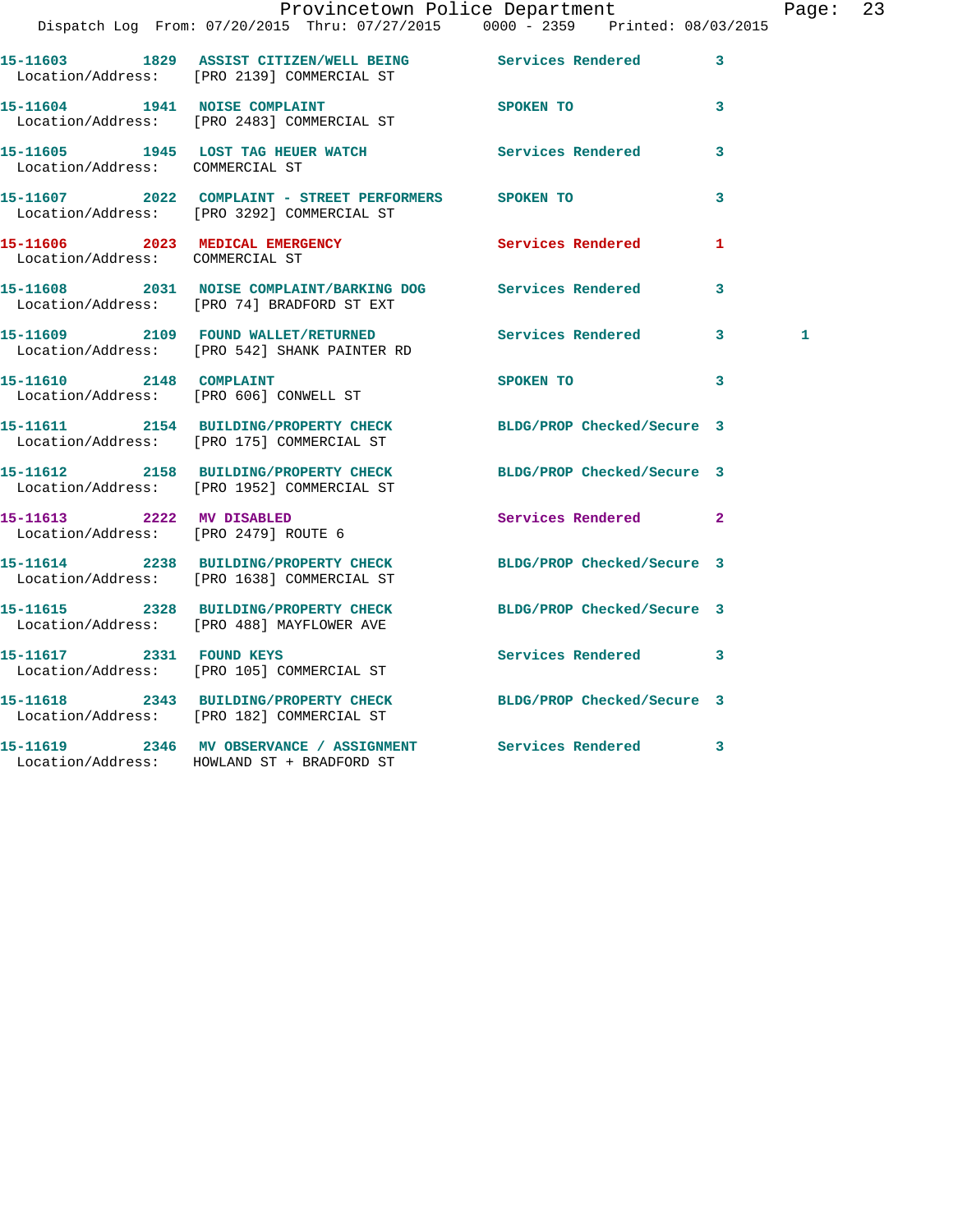15-11603 1829 ASSIST CITIZEN/WELL BEING Services Rendered 3
Location/Address: [PRO 2139] COMMERCIAL ST

15-11604 1941 NOISE COMPLAINT SPOKEN TO 3
Location/Address: [PRO 2483] COMMERCIAL ST

15-11605 1945 LOST TAG HEUER WATCH Services Rendered 3
Location/Address: COMMERCIAL ST

15-11607 2022 COMPLAINT - STREET PERFORMERS SPOKEN TO 3
Location/Address: [PRO 3292] COMMERCIAL ST

15-11606 2023 MEDICAL EMERGENCY Services Rendered 1
Location/Address: COMMERCIAL ST

15-11608 2031 NOISE COMPLAINT/BARKING DOG Services Rendered 3
Location/Address: [PRO 74] BRADFORD ST EXT

15-11609 2109 FOUND WALLET/RETURNED Services Rendered 3 1
Location/Address: [PRO 542] SHANK PAINTER RD

15-11610 2148 COMPLAINT SPOKEN TO 3
Location/Address: [PRO 606] CONWELL ST

15-11611 2154 BUILDING/PROPERTY CHECK BLDG/PROP Checked/Secure 3
Location/Address: [PRO 175] COMMERCIAL ST

15-11612 2158 BUILDING/PROPERTY CHECK BLDG/PROP Checked/Secure 3
Location/Address: [PRO 1952] COMMERCIAL ST

15-11613 2222 MV DISABLED Services Rendered 2
Location/Address: [PRO 2479] ROUTE 6

15-11614 2238 BUILDING/PROPERTY CHECK BLDG/PROP Checked/Secure 3
Location/Address: [PRO 1638] COMMERCIAL ST

15-11615 2328 BUILDING/PROPERTY CHECK BLDG/PROP Checked/Secure 3
Location/Address: [PRO 488] MAYFLOWER AVE

15-11617 2331 FOUND KEYS Services Rendered 3
Location/Address: [PRO 105] COMMERCIAL ST

15-11618 2343 BUILDING/PROPERTY CHECK BLDG/PROP Checked/Secure 3
Location/Address: [PRO 182] COMMERCIAL ST

15-11619 2346 MV OBSERVANCE / ASSIGNMENT Services Rendered 3
Location/Address: HOWLAND ST + BRADFORD ST